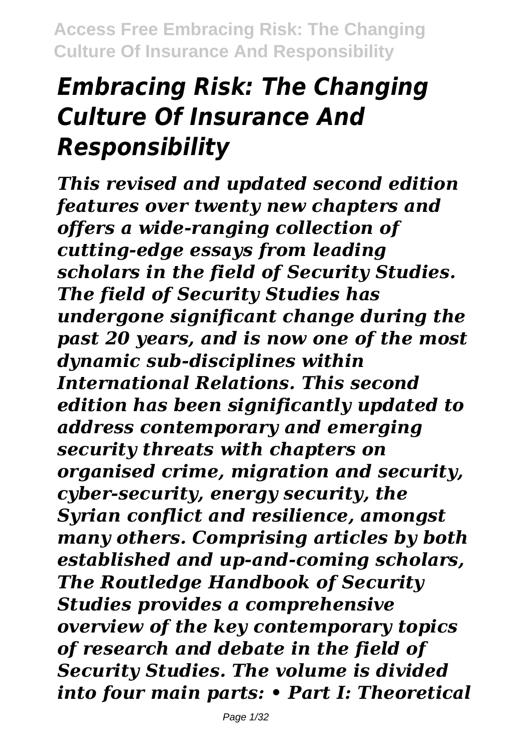# *Embracing Risk: The Changing Culture Of Insurance And Responsibility*

*This revised and updated second edition features over twenty new chapters and offers a wide-ranging collection of cutting-edge essays from leading scholars in the field of Security Studies. The field of Security Studies has undergone significant change during the past 20 years, and is now one of the most dynamic sub-disciplines within International Relations. This second edition has been significantly updated to address contemporary and emerging security threats with chapters on organised crime, migration and security, cyber-security, energy security, the Syrian conflict and resilience, amongst many others. Comprising articles by both established and up-and-coming scholars, The Routledge Handbook of Security Studies provides a comprehensive overview of the key contemporary topics of research and debate in the field of Security Studies. The volume is divided into four main parts: • Part I: Theoretical*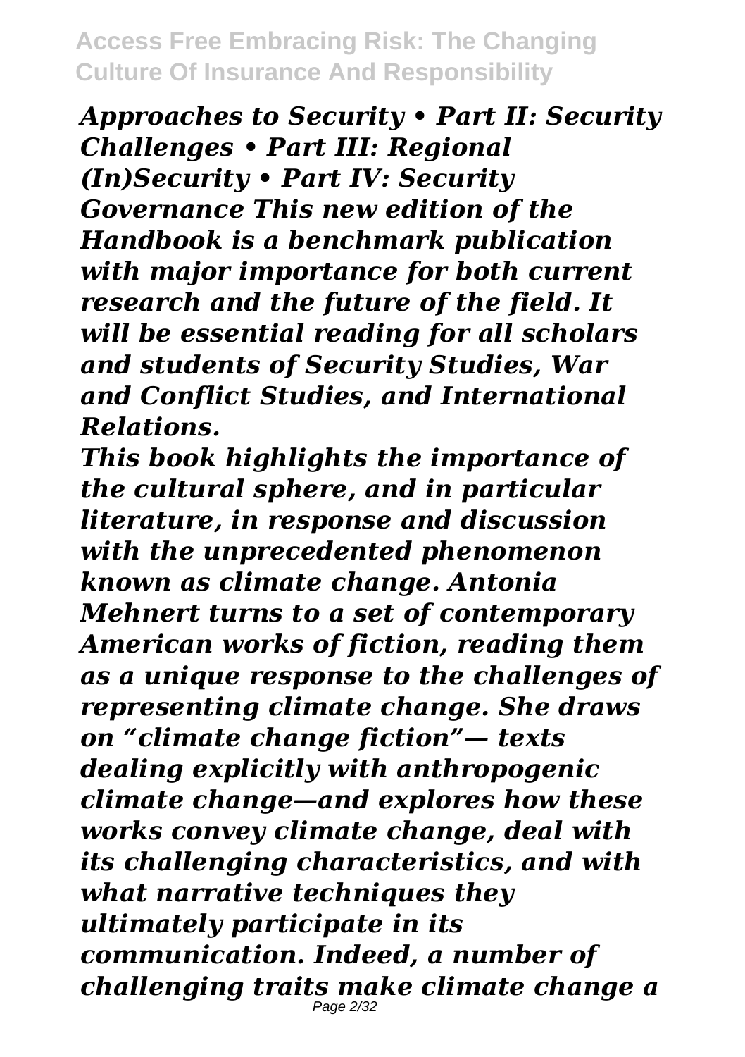*Approaches to Security • Part II: Security Challenges • Part III: Regional (In)Security • Part IV: Security Governance This new edition of the Handbook is a benchmark publication with major importance for both current research and the future of the field. It will be essential reading for all scholars and students of Security Studies, War and Conflict Studies, and International Relations.*

*This book highlights the importance of the cultural sphere, and in particular literature, in response and discussion with the unprecedented phenomenon known as climate change. Antonia Mehnert turns to a set of contemporary American works of fiction, reading them as a unique response to the challenges of representing climate change. She draws on "climate change fiction"— texts dealing explicitly with anthropogenic climate change—and explores how these works convey climate change, deal with its challenging characteristics, and with what narrative techniques they ultimately participate in its communication. Indeed, a number of challenging traits make climate change a*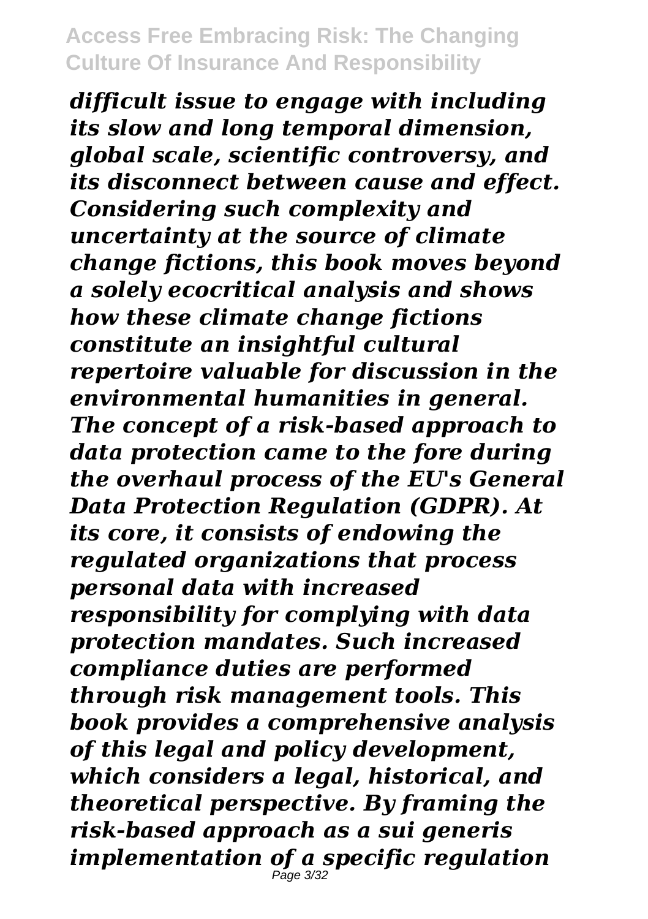*difficult issue to engage with including its slow and long temporal dimension, global scale, scientific controversy, and its disconnect between cause and effect. Considering such complexity and uncertainty at the source of climate change fictions, this book moves beyond a solely ecocritical analysis and shows how these climate change fictions constitute an insightful cultural repertoire valuable for discussion in the environmental humanities in general.*

***The concept of a risk-based approach to data protection came to the fore during the overhaul process of the EU's General Data Protection Regulation (GDPR). At its core, it consists of endowing the regulated organizations that process personal data with increased responsibility for complying with data protection mandates. Such increased compliance duties are performed through risk management tools. This book provides a comprehensive analysis of this legal and policy development, which considers a legal, historical, and theoretical perspective. By framing the risk-based approach as a sui generis implementation of a specific regulation***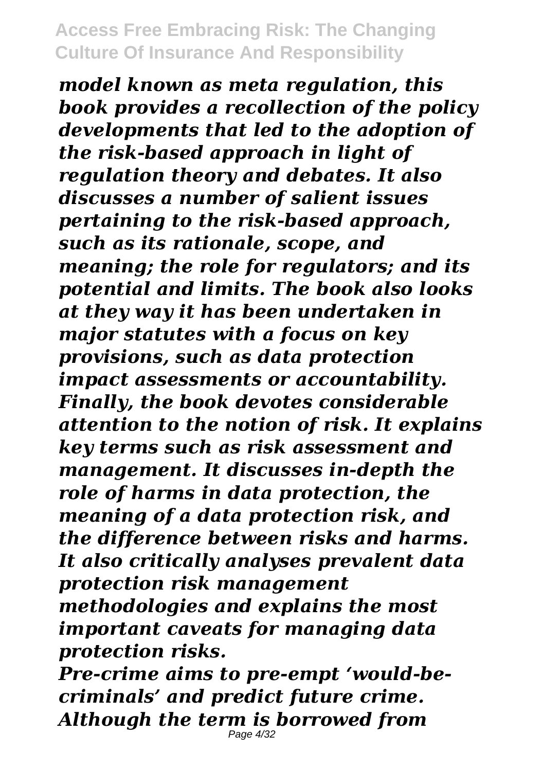*model known as meta regulation, this book provides a recollection of the policy developments that led to the adoption of the risk-based approach in light of regulation theory and debates. It also discusses a number of salient issues pertaining to the risk-based approach, such as its rationale, scope, and meaning; the role for regulators; and its potential and limits. The book also looks at they way it has been undertaken in major statutes with a focus on key provisions, such as data protection impact assessments or accountability. Finally, the book devotes considerable attention to the notion of risk. It explains key terms such as risk assessment and management. It discusses in-depth the role of harms in data protection, the meaning of a data protection risk, and the difference between risks and harms. It also critically analyses prevalent data protection risk management methodologies and explains the most important caveats for managing data protection risks.*

*Pre-crime aims to pre-empt 'would-be-criminals' and predict future crime. Although the term is borrowed from*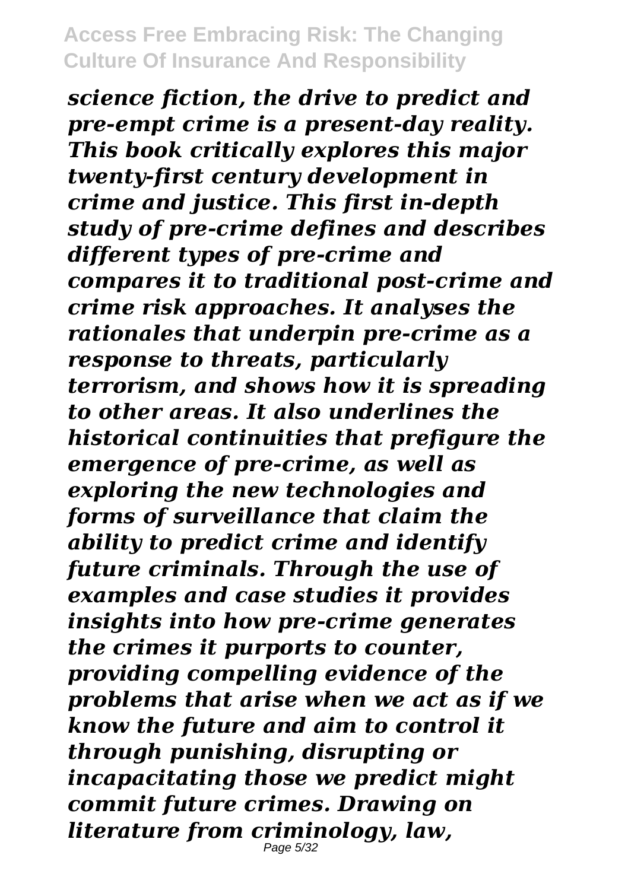*science fiction, the drive to predict and pre-empt crime is a present-day reality. This book critically explores this major twenty-first century development in crime and justice. This first in-depth study of pre-crime defines and describes different types of pre-crime and compares it to traditional post-crime and crime risk approaches. It analyses the rationales that underpin pre-crime as a response to threats, particularly terrorism, and shows how it is spreading to other areas. It also underlines the historical continuities that prefigure the emergence of pre-crime, as well as exploring the new technologies and forms of surveillance that claim the ability to predict crime and identify future criminals. Through the use of examples and case studies it provides insights into how pre-crime generates the crimes it purports to counter, providing compelling evidence of the problems that arise when we act as if we know the future and aim to control it through punishing, disrupting or incapacitating those we predict might commit future crimes. Drawing on literature from criminology, law,*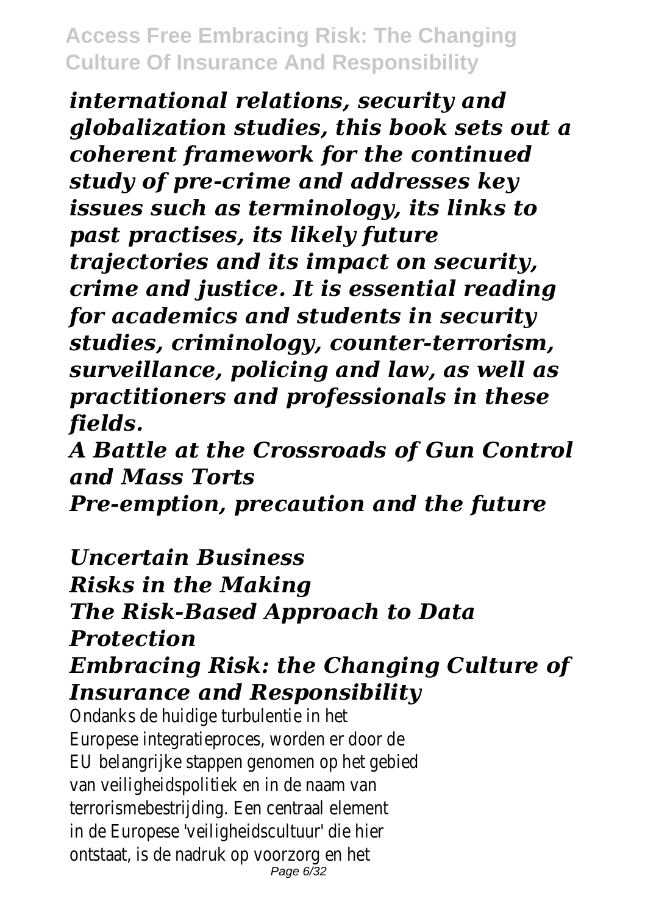*international relations, security and globalization studies, this book sets out a coherent framework for the continued study of pre-crime and addresses key issues such as terminology, its links to past practises, its likely future trajectories and its impact on security, crime and justice. It is essential reading for academics and students in security studies, criminology, counter-terrorism, surveillance, policing and law, as well as practitioners and professionals in these fields.*

*A Battle at the Crossroads of Gun Control and Mass Torts*

*Pre-emption, precaution and the future*

*Uncertain Business*

*Risks in the Making*

*The Risk-Based Approach to Data Protection*

*Embracing Risk: the Changing Culture of Insurance and Responsibility*

Ondanks de huidige turbulentie in het Europese integratieproces, worden er door de EU belangrijke stappen genomen op het gebied van veiligheidspolitiek en in de naam van terrorismebestrijding. Een centraal element in de Europese 'veiligheidscultuur' die hier ontstaat, is de nadruk op voorzorg en het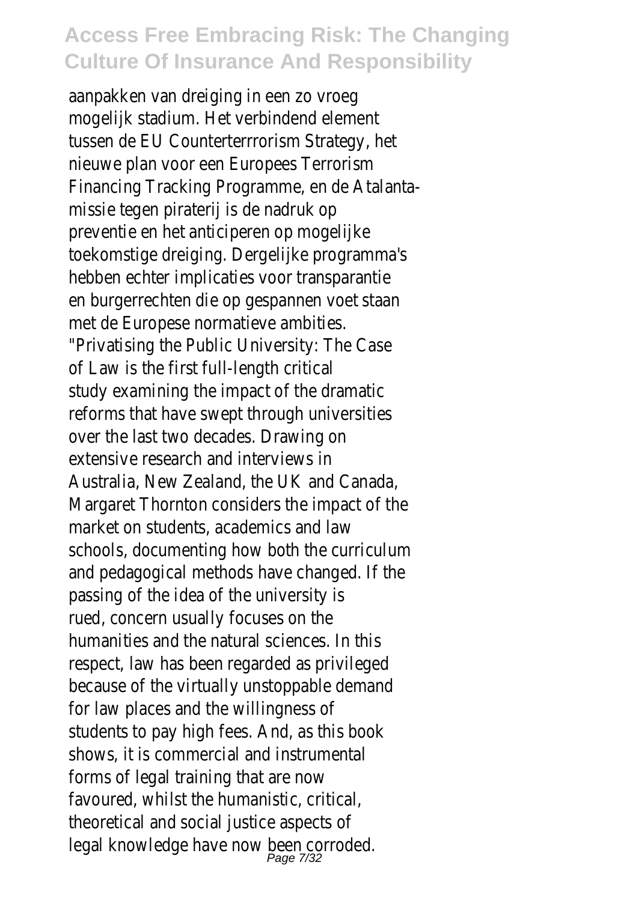aanpakken van dreiging in een zo vroeg mogelijk stadium. Het verbindend element tussen de EU Counterterrrorism Strategy, het nieuwe plan voor een Europees Terrorism Financing Tracking Programme, en de Atalanta-missie tegen piraterij is de nadruk op preventie en het anticiperen op mogelijke toekomstige dreiging. Dergelijke programma's hebben echter implicaties voor transparantie en burgerrechten die op gespannen voet staan met de Europese normatieve ambities.

"Privatising the Public University: The Case of Law is the first full-length critical study examining the impact of the dramatic reforms that have swept through universities over the last two decades. Drawing on extensive research and interviews in Australia, New Zealand, the UK and Canada, Margaret Thornton considers the impact of the market on students, academics and law schools, documenting how both the curriculum and pedagogical methods have changed. If the passing of the idea of the university is rued, concern usually focuses on the humanities and the natural sciences. In this respect, law has been regarded as privileged because of the virtually unstoppable demand for law places and the willingness of students to pay high fees. And, as this book shows, it is commercial and instrumental forms of legal training that are now favoured, whilst the humanistic, critical, theoretical and social justice aspects of legal knowledge have now been corroded.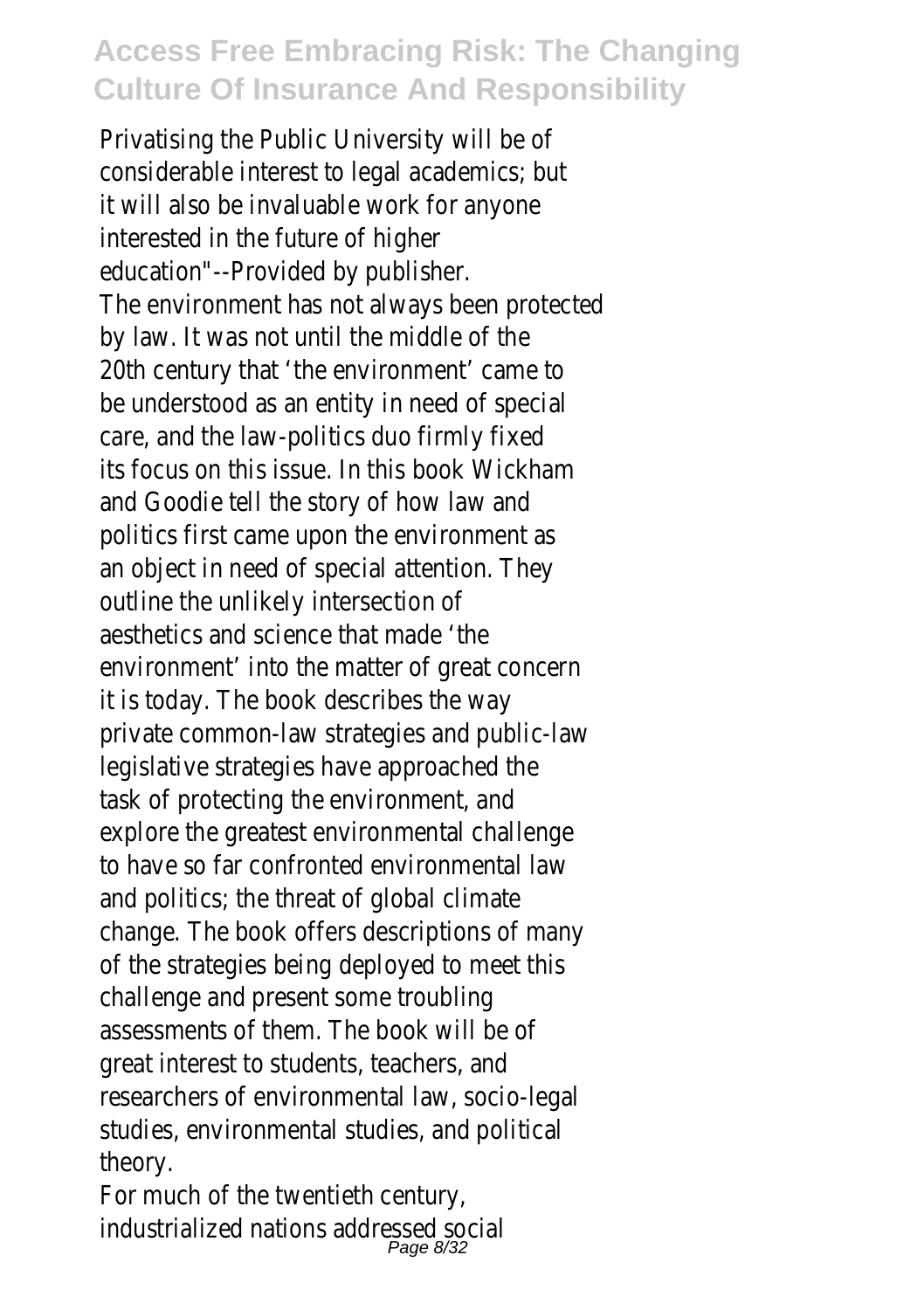Privatising the Public University will be of considerable interest to legal academics; but it will also be invaluable work for anyone interested in the future of higher education"--Provided by publisher.

The environment has not always been protected by law. It was not until the middle of the 20th century that 'the environment' came to be understood as an entity in need of special care, and the law-politics duo firmly fixed its focus on this issue. In this book Wickham and Goodie tell the story of how law and politics first came upon the environment as an object in need of special attention. They outline the unlikely intersection of aesthetics and science that made 'the environment' into the matter of great concern it is today. The book describes the way private common-law strategies and public-law legislative strategies have approached the task of protecting the environment, and explore the greatest environmental challenge to have so far confronted environmental law and politics; the threat of global climate change. The book offers descriptions of many of the strategies being deployed to meet this challenge and present some troubling assessments of them. The book will be of great interest to students, teachers, and researchers of environmental law, socio-legal studies, environmental studies, and political theory.

For much of the twentieth century, industrialized nations addressed social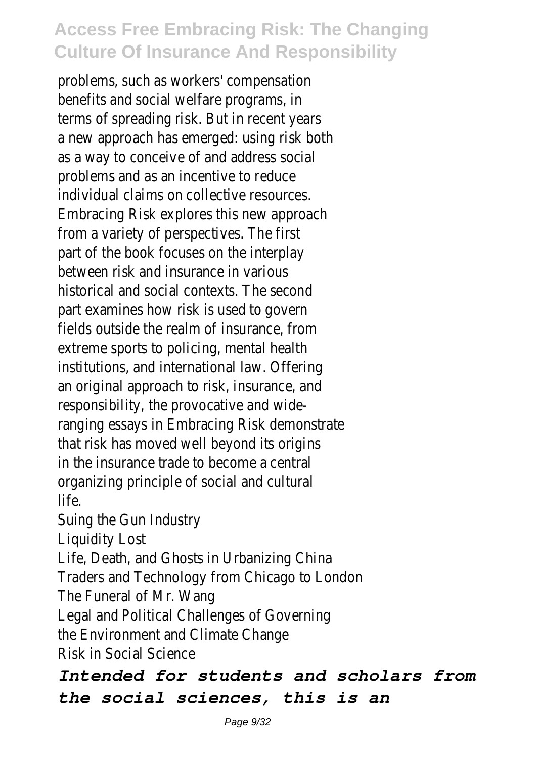problems, such as workers' compensation benefits and social welfare programs, in terms of spreading risk. But in recent years a new approach has emerged: using risk both as a way to conceive of and address social problems and as an incentive to reduce individual claims on collective resources. Embracing Risk explores this new approach from a variety of perspectives. The first part of the book focuses on the interplay between risk and insurance in various historical and social contexts. The second part examines how risk is used to govern fields outside the realm of insurance, from extreme sports to policing, mental health institutions, and international law. Offering an original approach to risk, insurance, and responsibility, the provocative and wide-ranging essays in Embracing Risk demonstrate that risk has moved well beyond its origins in the insurance trade to become a central organizing principle of social and cultural life.

Suing the Gun Industry

Liquidity Lost

Life, Death, and Ghosts in Urbanizing China

Traders and Technology from Chicago to London

The Funeral of Mr. Wang

Legal and Political Challenges of Governing the Environment and Climate Change

Risk in Social Science

***Intended for students and scholars from the social sciences, this is an***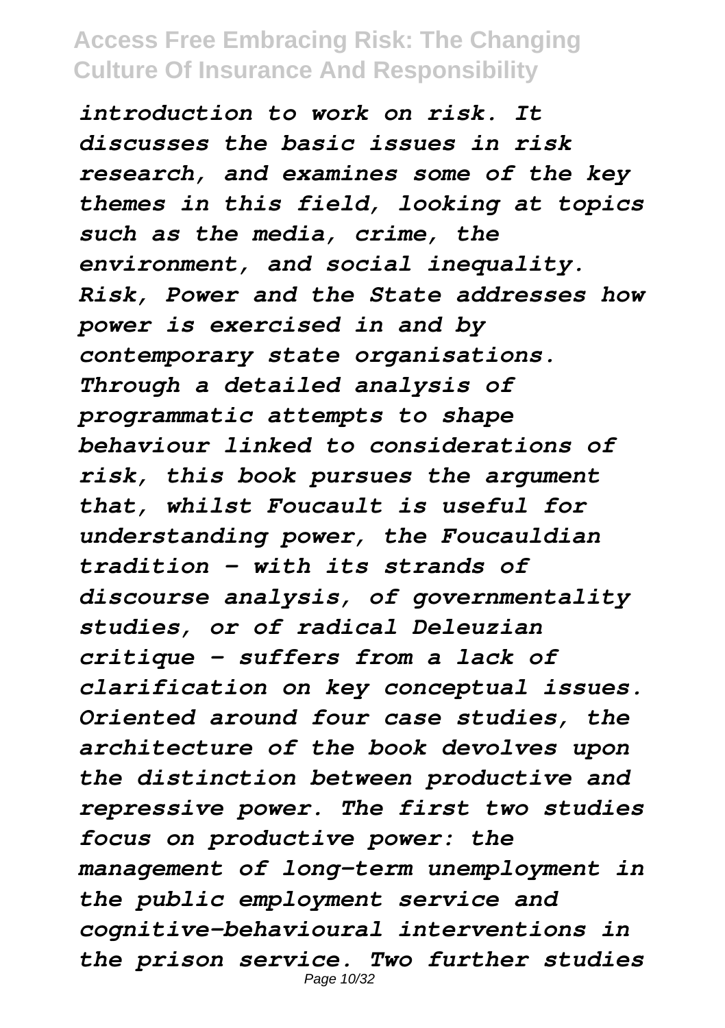*introduction to work on risk. It discusses the basic issues in risk research, and examines some of the key themes in this field, looking at topics such as the media, crime, the environment, and social inequality. Risk, Power and the State addresses how power is exercised in and by contemporary state organisations. Through a detailed analysis of programmatic attempts to shape behaviour linked to considerations of risk, this book pursues the argument that, whilst Foucault is useful for understanding power, the Foucauldian tradition - with its strands of discourse analysis, of governmentality studies, or of radical Deleuzian critique - suffers from a lack of clarification on key conceptual issues. Oriented around four case studies, the architecture of the book devolves upon the distinction between productive and repressive power. The first two studies focus on productive power: the management of long-term unemployment in the public employment service and cognitive-behavioural interventions in the prison service. Two further studies*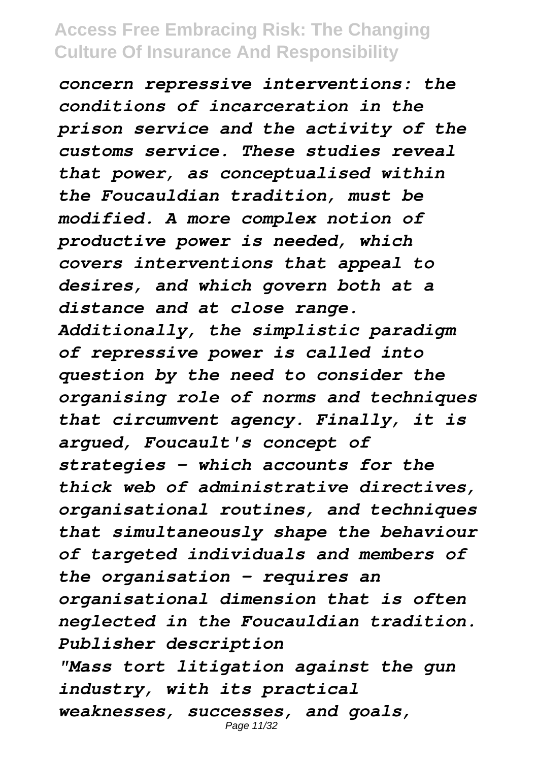*concern repressive interventions: the conditions of incarceration in the prison service and the activity of the customs service. These studies reveal that power, as conceptualised within the Foucauldian tradition, must be modified. A more complex notion of productive power is needed, which covers interventions that appeal to desires, and which govern both at a distance and at close range. Additionally, the simplistic paradigm of repressive power is called into question by the need to consider the organising role of norms and techniques that circumvent agency. Finally, it is argued, Foucault's concept of strategies - which accounts for the thick web of administrative directives, organisational routines, and techniques that simultaneously shape the behaviour of targeted individuals and members of the organisation - requires an organisational dimension that is often neglected in the Foucauldian tradition. Publisher description*

*"Mass tort litigation against the gun industry, with its practical weaknesses, successes, and goals,*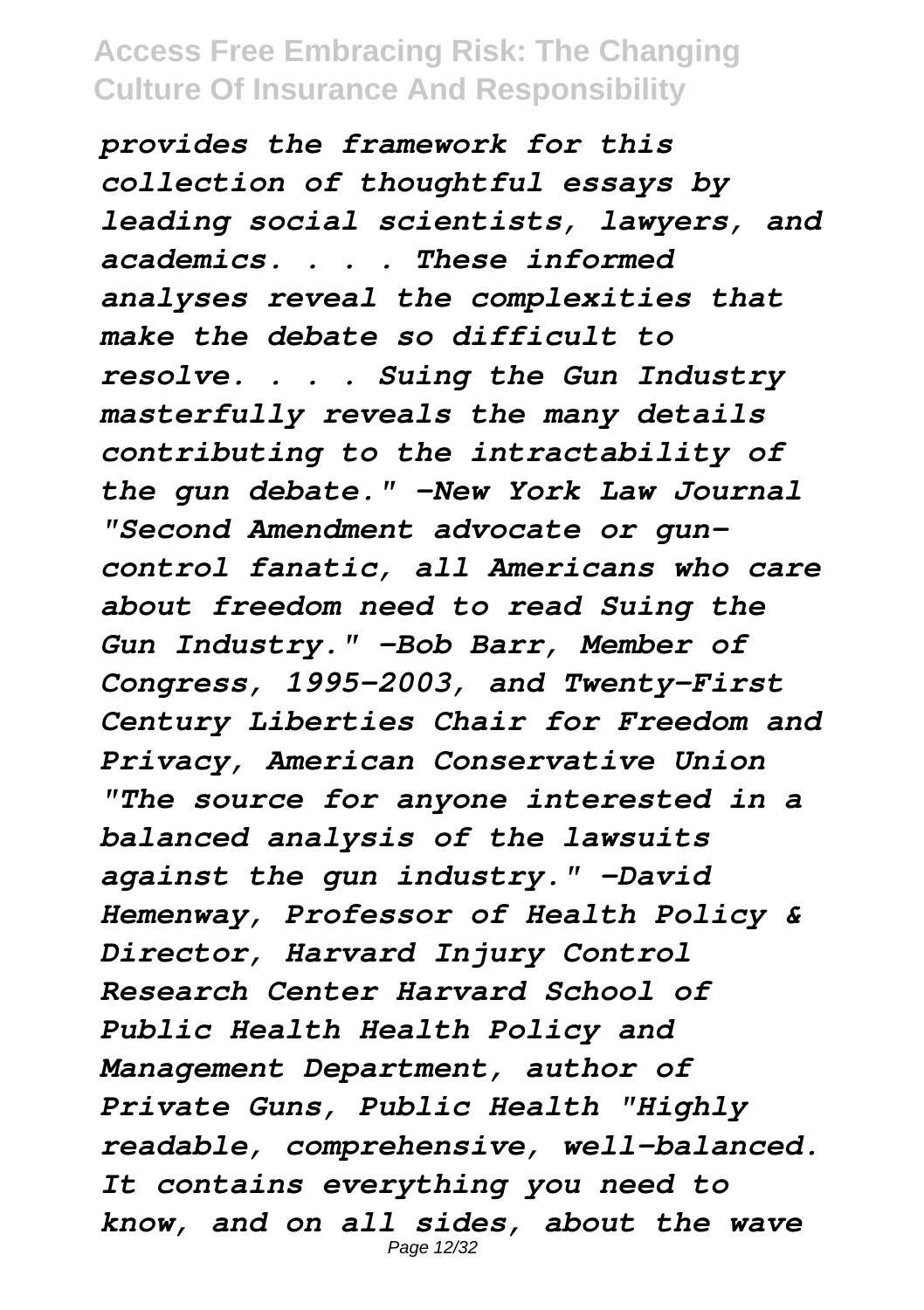*provides the framework for this collection of thoughtful essays by leading social scientists, lawyers, and academics. . . . These informed analyses reveal the complexities that make the debate so difficult to resolve. . . . Suing the Gun Industry masterfully reveals the many details contributing to the intractability of the gun debate." -New York Law Journal "Second Amendment advocate or gun-control fanatic, all Americans who care about freedom need to read Suing the Gun Industry." -Bob Barr, Member of Congress, 1995-2003, and Twenty-First Century Liberties Chair for Freedom and Privacy, American Conservative Union "The source for anyone interested in a balanced analysis of the lawsuits against the gun industry." -David Hemenway, Professor of Health Policy & Director, Harvard Injury Control Research Center Harvard School of Public Health Health Policy and Management Department, author of Private Guns, Public Health "Highly readable, comprehensive, well-balanced. It contains everything you need to know, and on all sides, about the wave*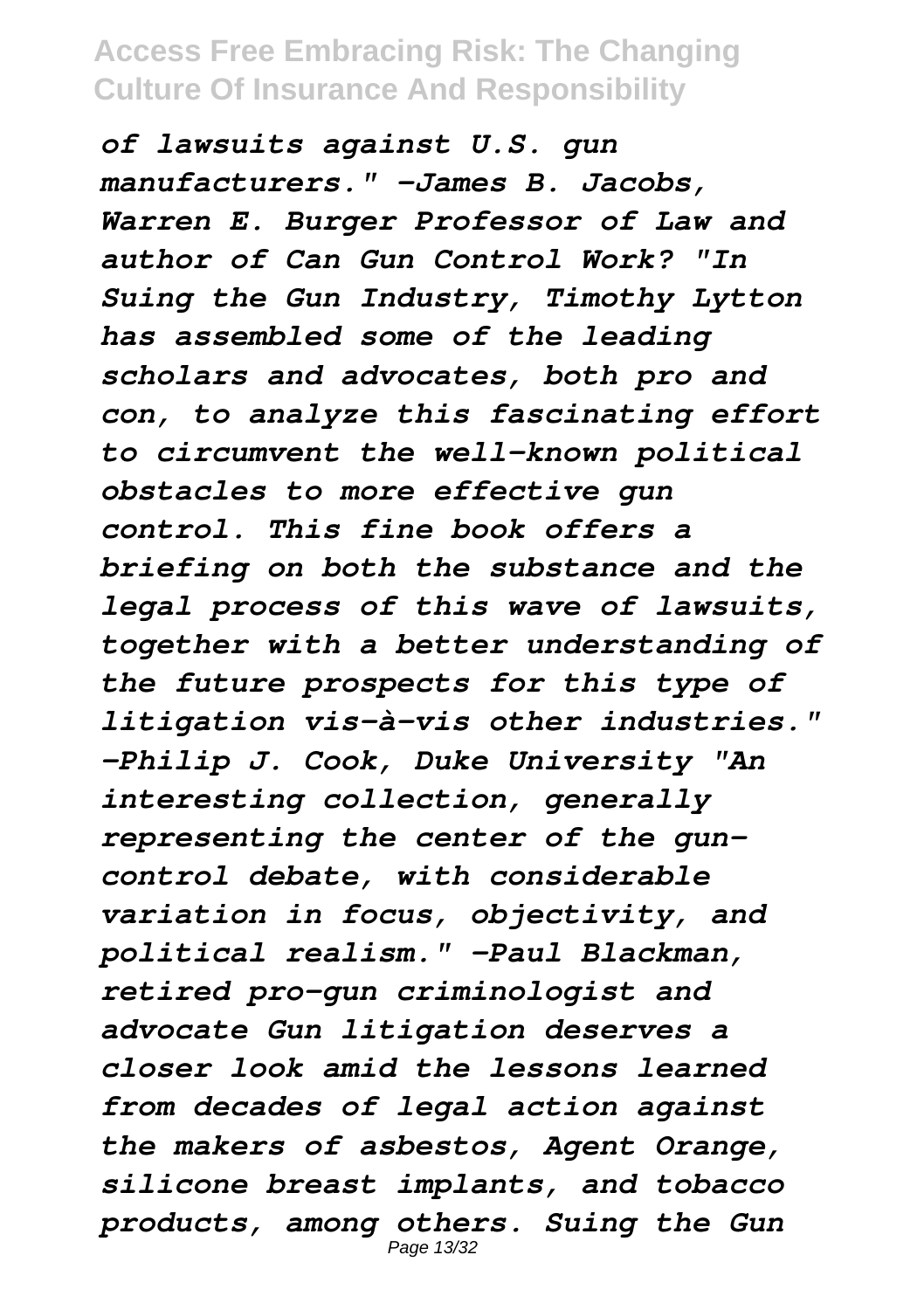*of lawsuits against U.S. gun manufacturers." -James B. Jacobs, Warren E. Burger Professor of Law and author of Can Gun Control Work? "In Suing the Gun Industry, Timothy Lytton has assembled some of the leading scholars and advocates, both pro and con, to analyze this fascinating effort to circumvent the well-known political obstacles to more effective gun control. This fine book offers a briefing on both the substance and the legal process of this wave of lawsuits, together with a better understanding of the future prospects for this type of litigation vis-à-vis other industries." -Philip J. Cook, Duke University "An interesting collection, generally representing the center of the gun-control debate, with considerable variation in focus, objectivity, and political realism." -Paul Blackman, retired pro-gun criminologist and advocate Gun litigation deserves a closer look amid the lessons learned from decades of legal action against the makers of asbestos, Agent Orange, silicone breast implants, and tobacco products, among others. Suing the Gun*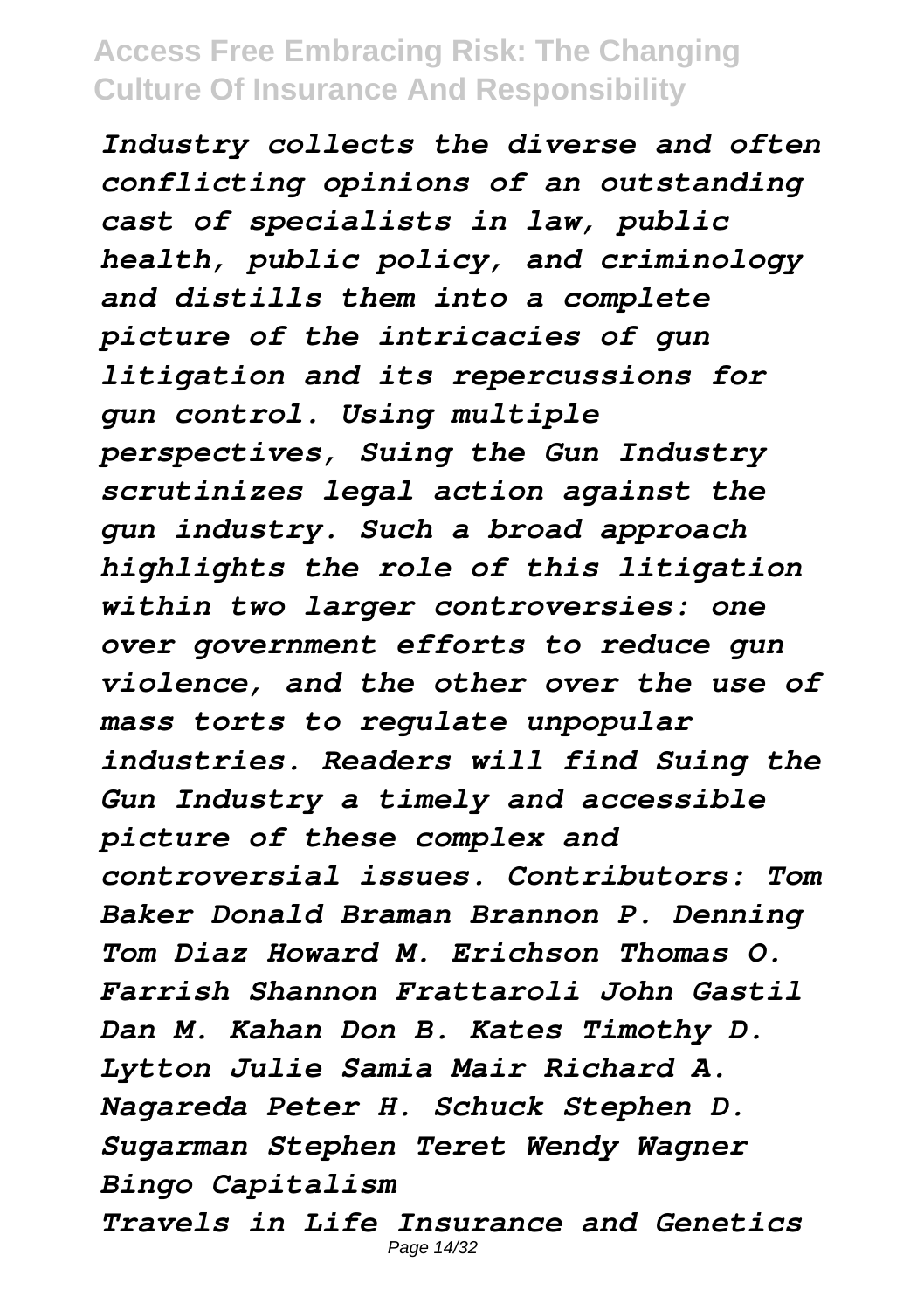*Industry collects the diverse and often conflicting opinions of an outstanding cast of specialists in law, public health, public policy, and criminology and distills them into a complete picture of the intricacies of gun litigation and its repercussions for gun control. Using multiple perspectives, Suing the Gun Industry scrutinizes legal action against the gun industry. Such a broad approach highlights the role of this litigation within two larger controversies: one over government efforts to reduce gun violence, and the other over the use of mass torts to regulate unpopular industries. Readers will find Suing the Gun Industry a timely and accessible picture of these complex and controversial issues. Contributors: Tom Baker Donald Braman Brannon P. Denning Tom Diaz Howard M. Erichson Thomas O. Farrish Shannon Frattaroli John Gastil Dan M. Kahan Don B. Kates Timothy D. Lytton Julie Samia Mair Richard A. Nagareda Peter H. Schuck Stephen D. Sugarman Stephen Teret Wendy Wagner*

*Bingo Capitalism*

*Travels in Life Insurance and Genetics*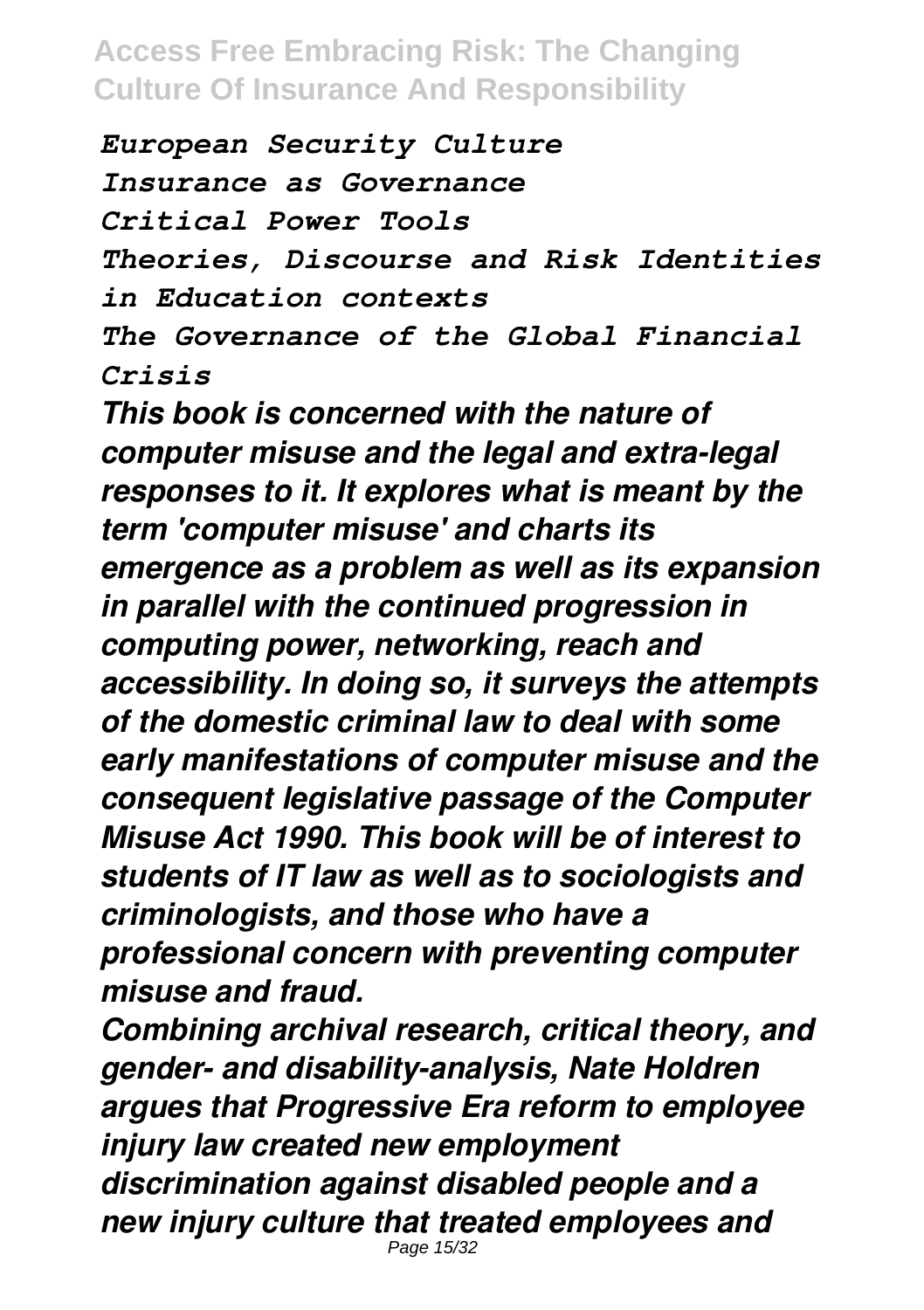*European Security Culture*
*Insurance as Governance*
*Critical Power Tools*
*Theories, Discourse and Risk Identities in Education contexts*
*The Governance of the Global Financial Crisis*

***This book is concerned with the nature of computer misuse and the legal and extra-legal responses to it. It explores what is meant by the term 'computer misuse' and charts its emergence as a problem as well as its expansion in parallel with the continued progression in computing power, networking, reach and accessibility. In doing so, it surveys the attempts of the domestic criminal law to deal with some early manifestations of computer misuse and the consequent legislative passage of the Computer Misuse Act 1990. This book will be of interest to students of IT law as well as to sociologists and criminologists, and those who have a professional concern with preventing computer misuse and fraud.***

***Combining archival research, critical theory, and gender- and disability-analysis, Nate Holdren argues that Progressive Era reform to employee injury law created new employment discrimination against disabled people and a new injury culture that treated employees and***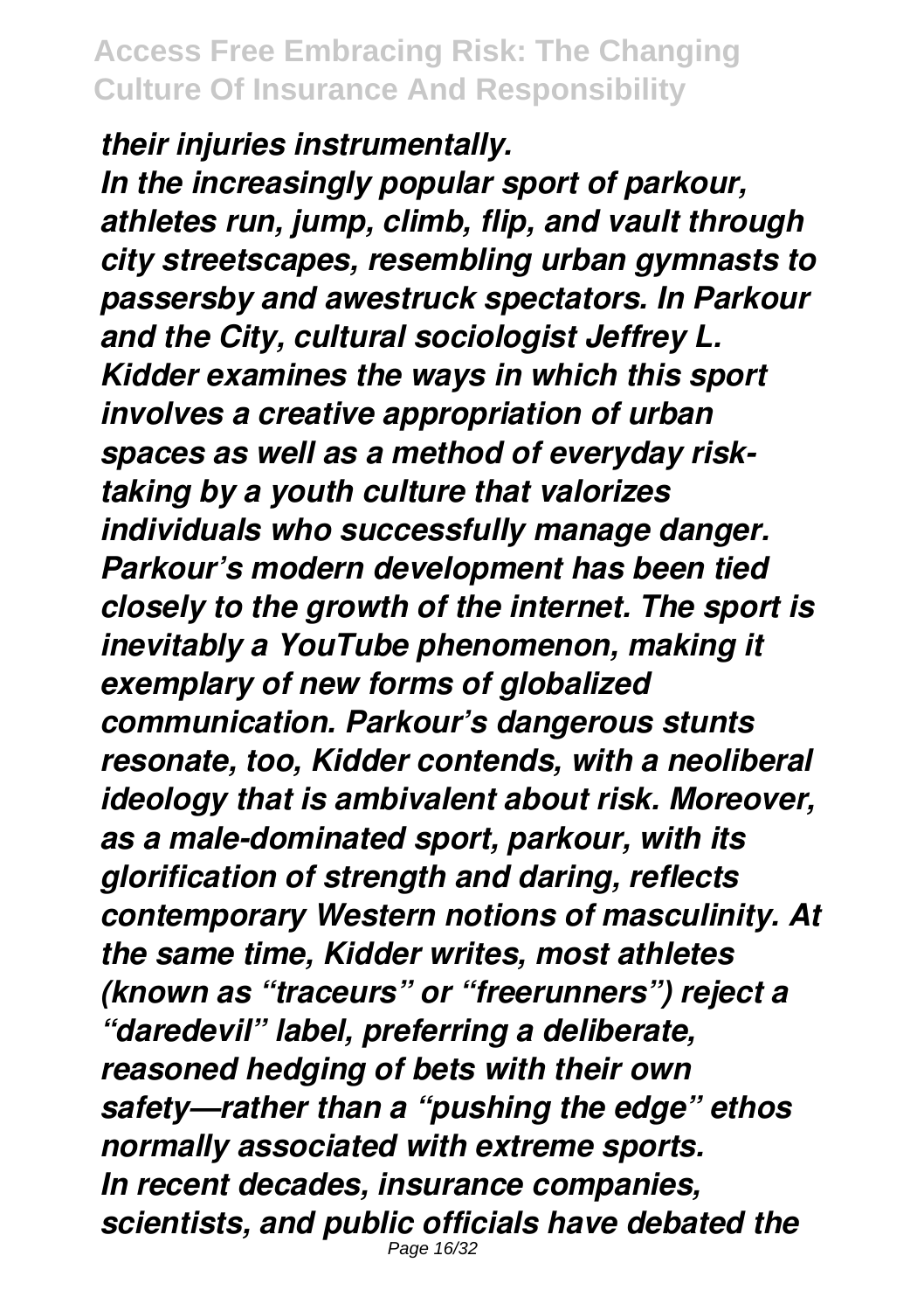*their injuries instrumentally.*

*In the increasingly popular sport of parkour, athletes run, jump, climb, flip, and vault through city streetscapes, resembling urban gymnasts to passersby and awestruck spectators. In Parkour and the City, cultural sociologist Jeffrey L. Kidder examines the ways in which this sport involves a creative appropriation of urban spaces as well as a method of everyday risk-taking by a youth culture that valorizes individuals who successfully manage danger. Parkour's modern development has been tied closely to the growth of the internet. The sport is inevitably a YouTube phenomenon, making it exemplary of new forms of globalized communication. Parkour's dangerous stunts resonate, too, Kidder contends, with a neoliberal ideology that is ambivalent about risk. Moreover, as a male-dominated sport, parkour, with its glorification of strength and daring, reflects contemporary Western notions of masculinity. At the same time, Kidder writes, most athletes (known as "traceurs" or "freerunners") reject a "daredevil" label, preferring a deliberate, reasoned hedging of bets with their own safety—rather than a "pushing the edge" ethos normally associated with extreme sports.*

*In recent decades, insurance companies, scientists, and public officials have debated the*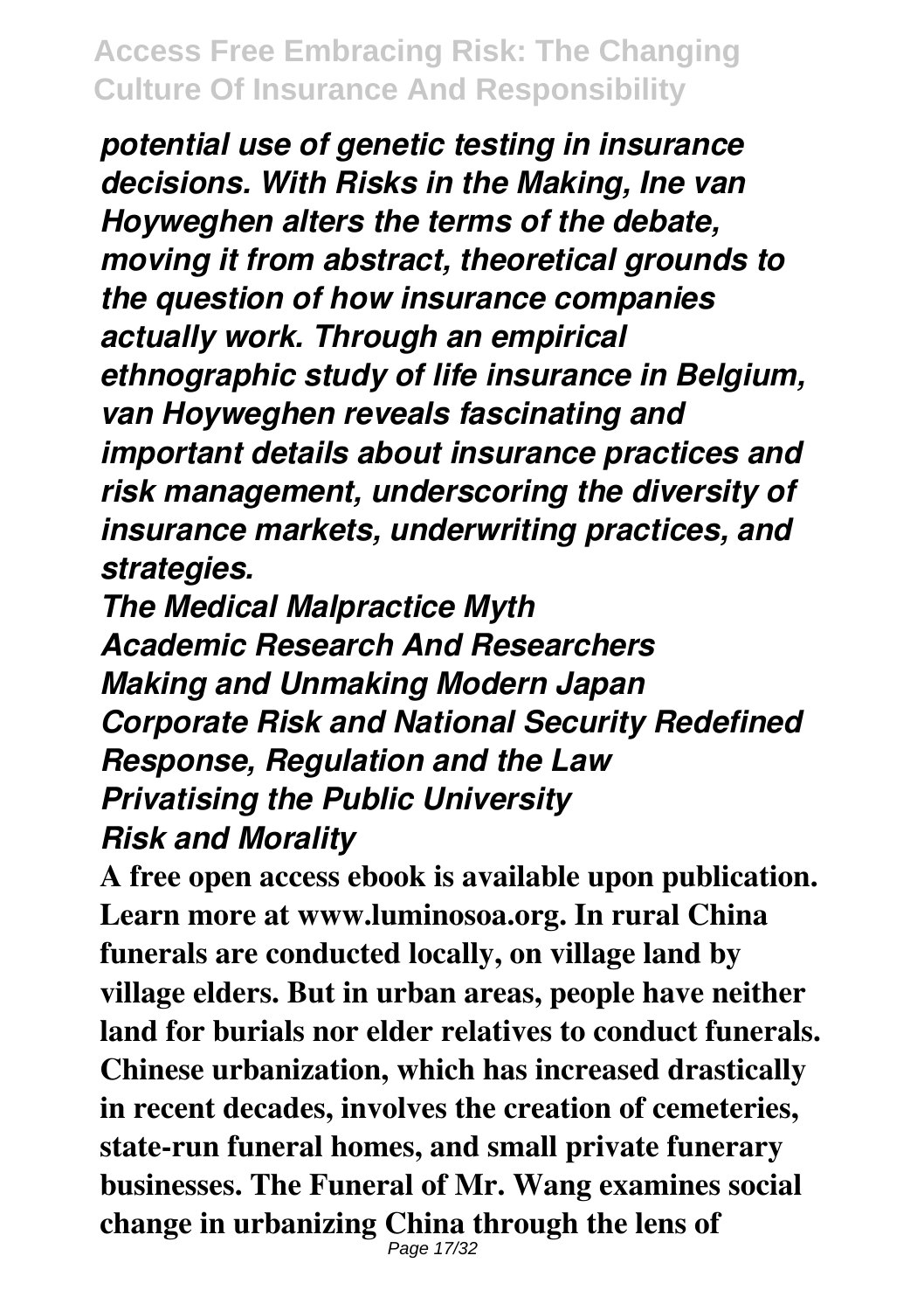*potential use of genetic testing in insurance decisions. With Risks in the Making, Ine van Hoyweghen alters the terms of the debate, moving it from abstract, theoretical grounds to the question of how insurance companies actually work. Through an empirical ethnographic study of life insurance in Belgium, van Hoyweghen reveals fascinating and important details about insurance practices and risk management, underscoring the diversity of insurance markets, underwriting practices, and strategies.*

***The Medical Malpractice Myth***
***Academic Research And Researchers***
***Making and Unmaking Modern Japan***
***Corporate Risk and National Security Redefined***
***Response, Regulation and the Law***
***Privatising the Public University***
***Risk and Morality***

**A free open access ebook is available upon publication. Learn more at www.luminosoa.org. In rural China funerals are conducted locally, on village land by village elders. But in urban areas, people have neither land for burials nor elder relatives to conduct funerals. Chinese urbanization, which has increased drastically in recent decades, involves the creation of cemeteries, state-run funeral homes, and small private funerary businesses. The Funeral of Mr. Wang examines social change in urbanizing China through the lens of**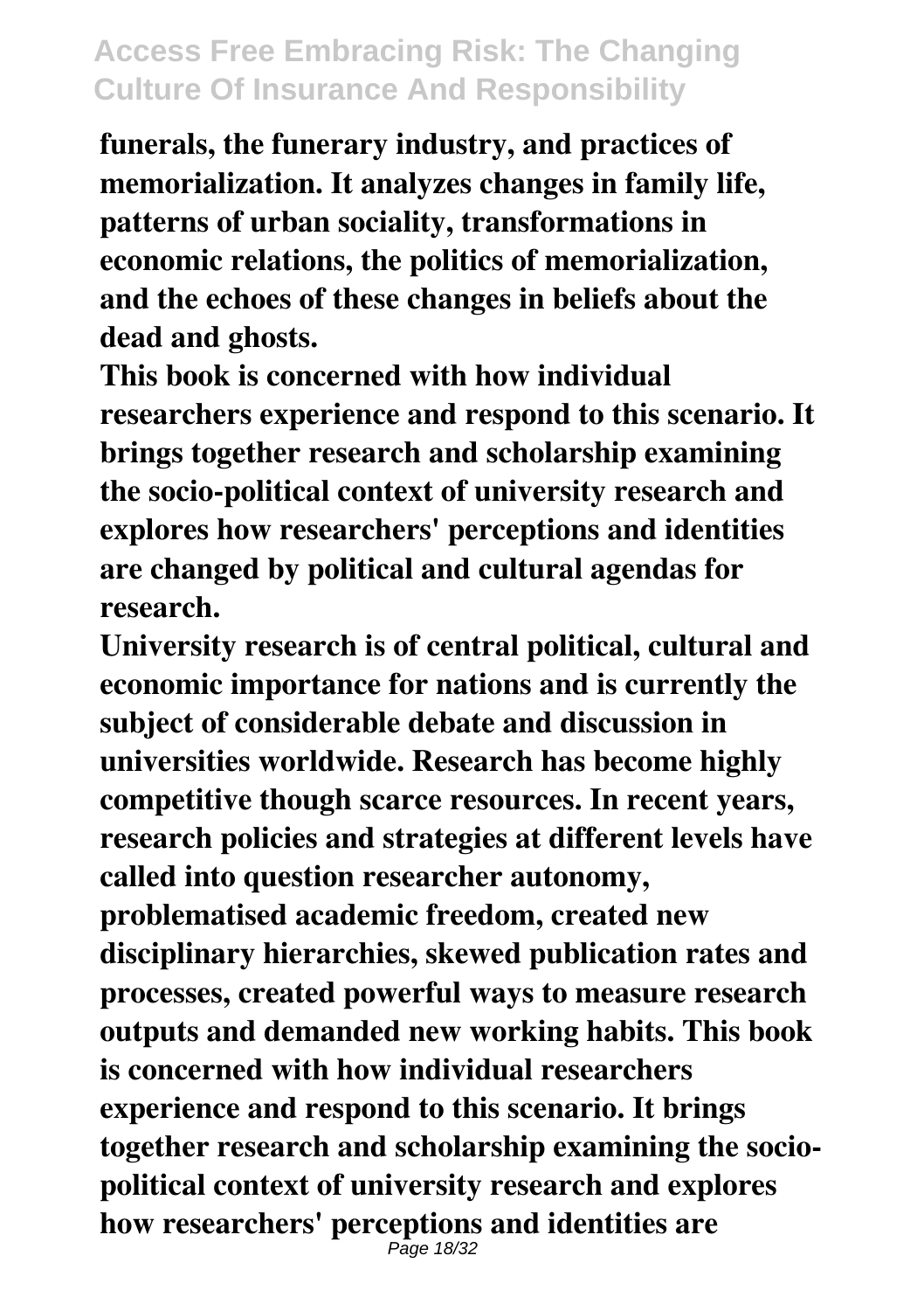**funerals, the funerary industry, and practices of memorialization. It analyzes changes in family life, patterns of urban sociality, transformations in economic relations, the politics of memorialization, and the echoes of these changes in beliefs about the dead and ghosts.**

**This book is concerned with how individual researchers experience and respond to this scenario. It brings together research and scholarship examining the socio-political context of university research and explores how researchers' perceptions and identities are changed by political and cultural agendas for research.**

**University research is of central political, cultural and economic importance for nations and is currently the subject of considerable debate and discussion in universities worldwide. Research has become highly competitive though scarce resources. In recent years, research policies and strategies at different levels have called into question researcher autonomy, problematised academic freedom, created new disciplinary hierarchies, skewed publication rates and processes, created powerful ways to measure research outputs and demanded new working habits. This book is concerned with how individual researchers experience and respond to this scenario. It brings together research and scholarship examining the socio-political context of university research and explores how researchers' perceptions and identities are**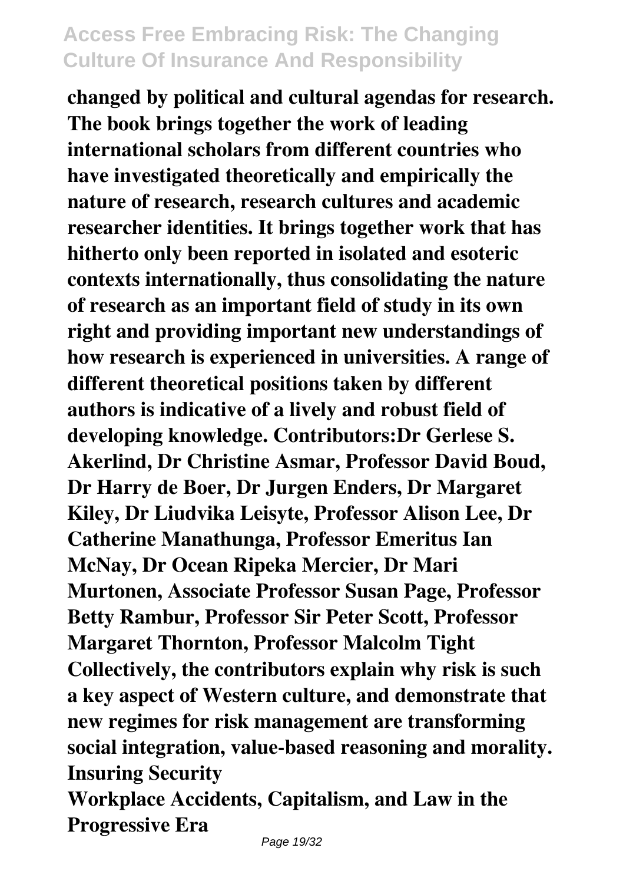**changed by political and cultural agendas for research. The book brings together the work of leading international scholars from different countries who have investigated theoretically and empirically the nature of research, research cultures and academic researcher identities. It brings together work that has hitherto only been reported in isolated and esoteric contexts internationally, thus consolidating the nature of research as an important field of study in its own right and providing important new understandings of how research is experienced in universities. A range of different theoretical positions taken by different authors is indicative of a lively and robust field of developing knowledge. Contributors:Dr Gerlese S. Akerlind, Dr Christine Asmar, Professor David Boud, Dr Harry de Boer, Dr Jurgen Enders, Dr Margaret Kiley, Dr Liudvika Leisyte, Professor Alison Lee, Dr Catherine Manathunga, Professor Emeritus Ian McNay, Dr Ocean Ripeka Mercier, Dr Mari Murtonen, Associate Professor Susan Page, Professor Betty Rambur, Professor Sir Peter Scott, Professor Margaret Thornton, Professor Malcolm Tight**

**Collectively, the contributors explain why risk is such a key aspect of Western culture, and demonstrate that new regimes for risk management are transforming social integration, value-based reasoning and morality.**

**Insuring Security**

**Workplace Accidents, Capitalism, and Law in the Progressive Era**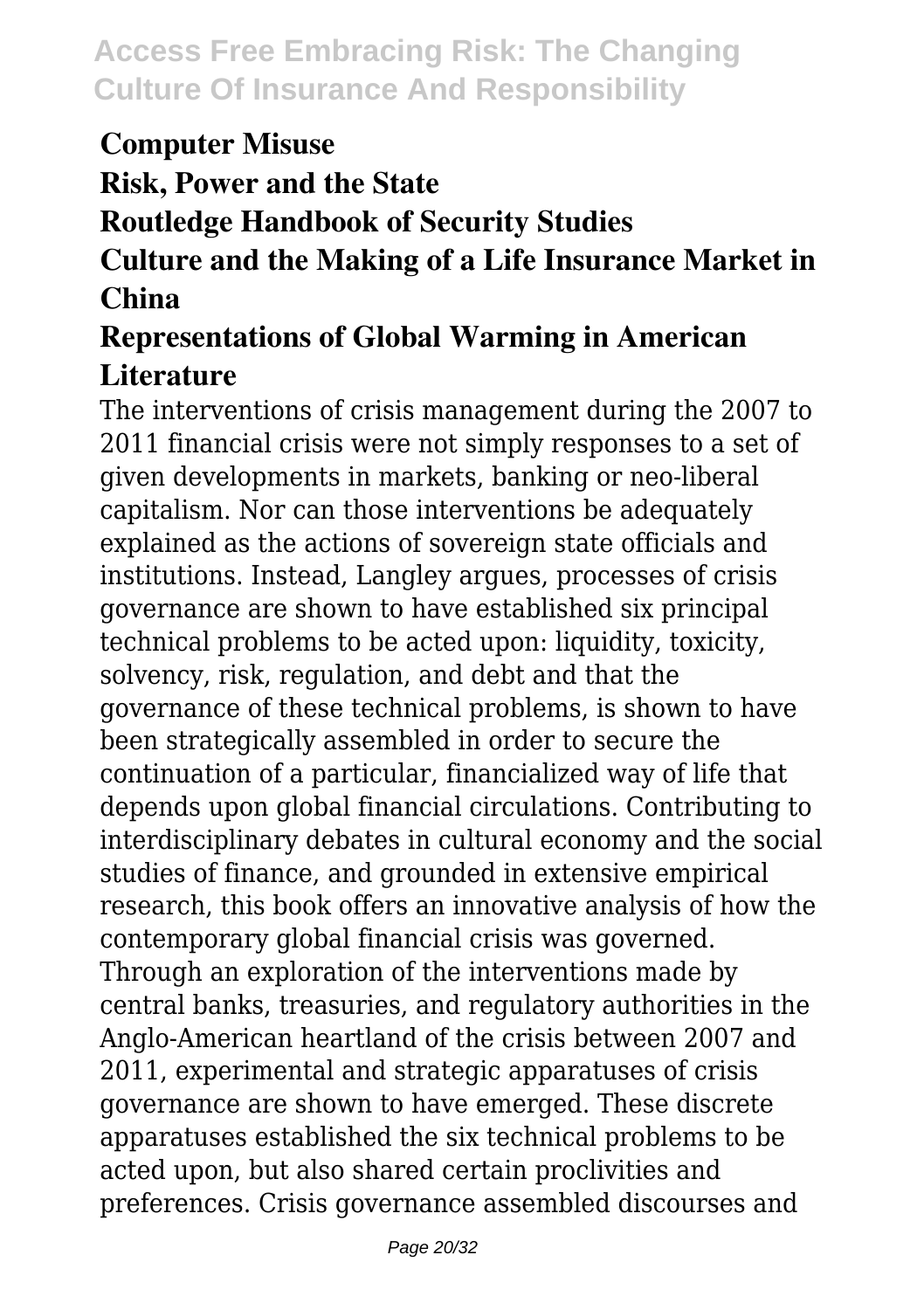**Computer Misuse**

**Risk, Power and the State**

**Routledge Handbook of Security Studies**

**Culture and the Making of a Life Insurance Market in China**

**Representations of Global Warming in American Literature**

The interventions of crisis management during the 2007 to 2011 financial crisis were not simply responses to a set of given developments in markets, banking or neo-liberal capitalism. Nor can those interventions be adequately explained as the actions of sovereign state officials and institutions. Instead, Langley argues, processes of crisis governance are shown to have established six principal technical problems to be acted upon: liquidity, toxicity, solvency, risk, regulation, and debt and that the governance of these technical problems, is shown to have been strategically assembled in order to secure the continuation of a particular, financialized way of life that depends upon global financial circulations. Contributing to interdisciplinary debates in cultural economy and the social studies of finance, and grounded in extensive empirical research, this book offers an innovative analysis of how the contemporary global financial crisis was governed. Through an exploration of the interventions made by central banks, treasuries, and regulatory authorities in the Anglo-American heartland of the crisis between 2007 and 2011, experimental and strategic apparatuses of crisis governance are shown to have emerged. These discrete apparatuses established the six technical problems to be acted upon, but also shared certain proclivities and preferences. Crisis governance assembled discourses and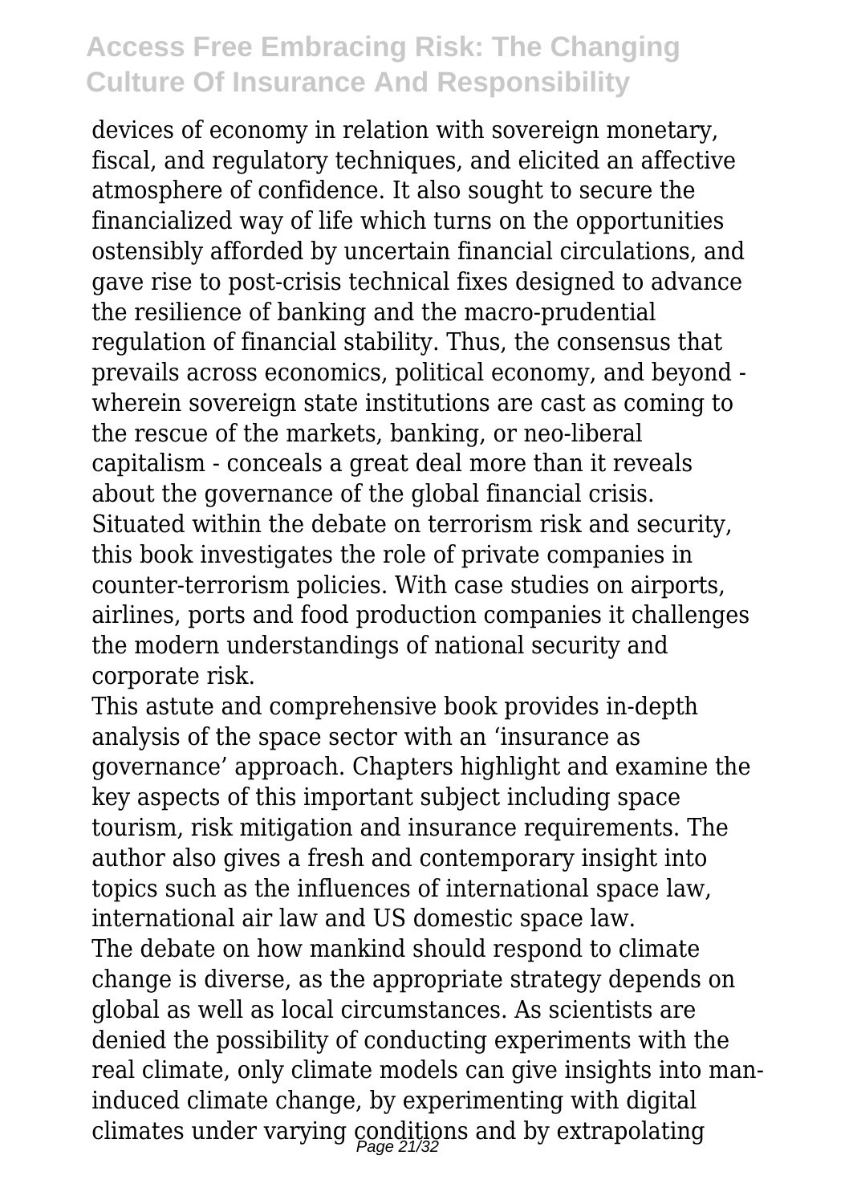devices of economy in relation with sovereign monetary, fiscal, and regulatory techniques, and elicited an affective atmosphere of confidence. It also sought to secure the financialized way of life which turns on the opportunities ostensibly afforded by uncertain financial circulations, and gave rise to post-crisis technical fixes designed to advance the resilience of banking and the macro-prudential regulation of financial stability. Thus, the consensus that prevails across economics, political economy, and beyond - wherein sovereign state institutions are cast as coming to the rescue of the markets, banking, or neo-liberal capitalism - conceals a great deal more than it reveals about the governance of the global financial crisis.

Situated within the debate on terrorism risk and security, this book investigates the role of private companies in counter-terrorism policies. With case studies on airports, airlines, ports and food production companies it challenges the modern understandings of national security and corporate risk.

This astute and comprehensive book provides in-depth analysis of the space sector with an 'insurance as governance' approach. Chapters highlight and examine the key aspects of this important subject including space tourism, risk mitigation and insurance requirements. The author also gives a fresh and contemporary insight into topics such as the influences of international space law, international air law and US domestic space law.

The debate on how mankind should respond to climate change is diverse, as the appropriate strategy depends on global as well as local circumstances. As scientists are denied the possibility of conducting experiments with the real climate, only climate models can give insights into man-induced climate change, by experimenting with digital climates under varying conditions and by extrapolating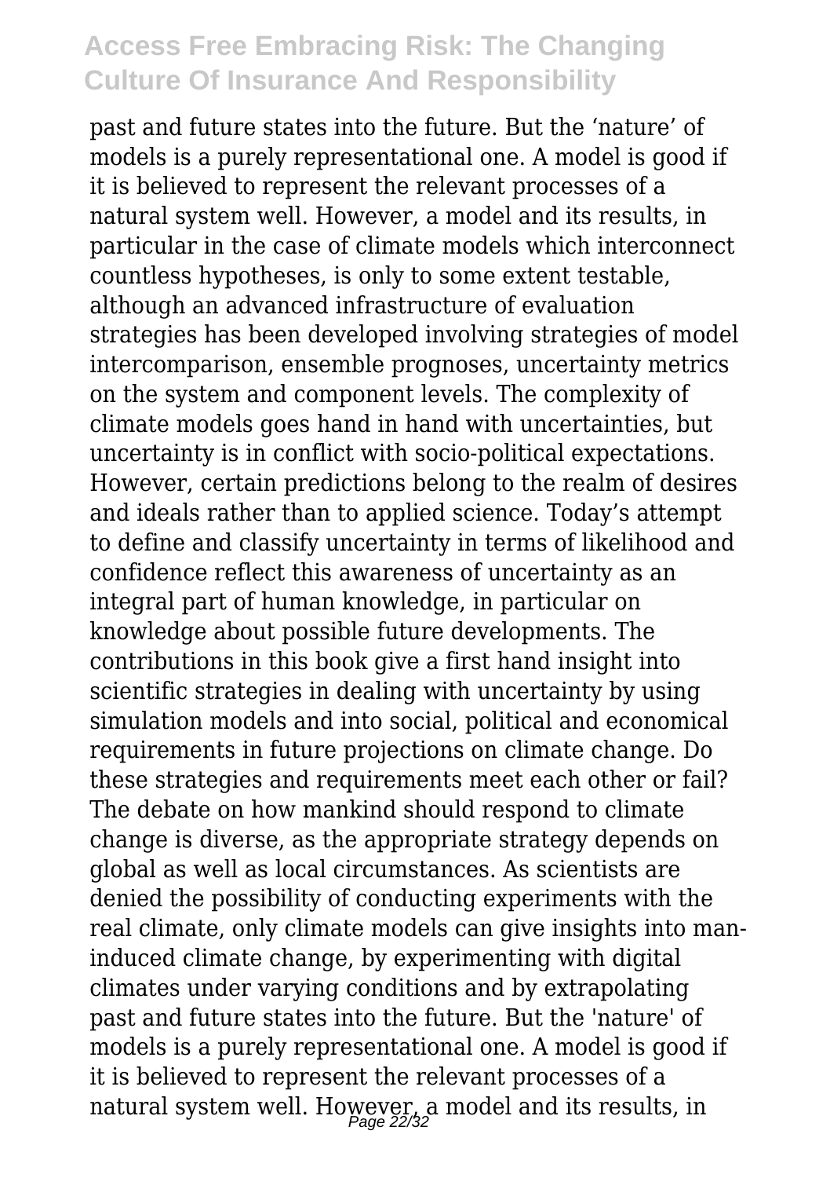past and future states into the future. But the 'nature' of models is a purely representational one. A model is good if it is believed to represent the relevant processes of a natural system well. However, a model and its results, in particular in the case of climate models which interconnect countless hypotheses, is only to some extent testable, although an advanced infrastructure of evaluation strategies has been developed involving strategies of model intercomparison, ensemble prognoses, uncertainty metrics on the system and component levels. The complexity of climate models goes hand in hand with uncertainties, but uncertainty is in conflict with socio-political expectations. However, certain predictions belong to the realm of desires and ideals rather than to applied science. Today's attempt to define and classify uncertainty in terms of likelihood and confidence reflect this awareness of uncertainty as an integral part of human knowledge, in particular on knowledge about possible future developments. The contributions in this book give a first hand insight into scientific strategies in dealing with uncertainty by using simulation models and into social, political and economical requirements in future projections on climate change. Do these strategies and requirements meet each other or fail? The debate on how mankind should respond to climate change is diverse, as the appropriate strategy depends on global as well as local circumstances. As scientists are denied the possibility of conducting experiments with the real climate, only climate models can give insights into man-induced climate change, by experimenting with digital climates under varying conditions and by extrapolating past and future states into the future. But the 'nature' of models is a purely representational one. A model is good if it is believed to represent the relevant processes of a natural system well. However, a model and its results, in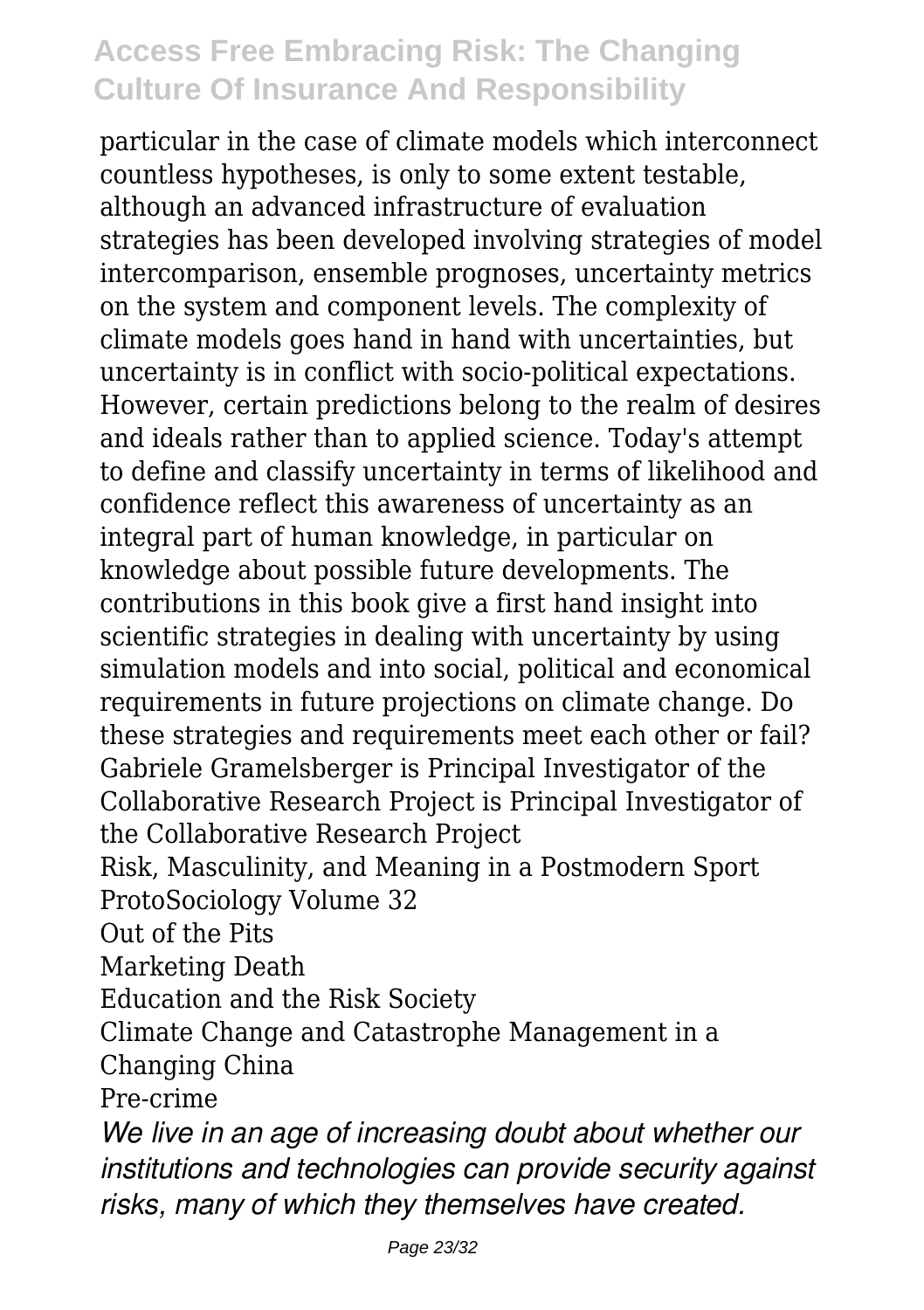particular in the case of climate models which interconnect countless hypotheses, is only to some extent testable, although an advanced infrastructure of evaluation strategies has been developed involving strategies of model intercomparison, ensemble prognoses, uncertainty metrics on the system and component levels. The complexity of climate models goes hand in hand with uncertainties, but uncertainty is in conflict with socio-political expectations. However, certain predictions belong to the realm of desires and ideals rather than to applied science. Today's attempt to define and classify uncertainty in terms of likelihood and confidence reflect this awareness of uncertainty as an integral part of human knowledge, in particular on knowledge about possible future developments. The contributions in this book give a first hand insight into scientific strategies in dealing with uncertainty by using simulation models and into social, political and economical requirements in future projections on climate change. Do these strategies and requirements meet each other or fail? Gabriele Gramelsberger is Principal Investigator of the Collaborative Research Project is Principal Investigator of the Collaborative Research Project

Risk, Masculinity, and Meaning in a Postmodern Sport

ProtoSociology Volume 32

Out of the Pits

Marketing Death

Education and the Risk Society

Climate Change and Catastrophe Management in a Changing China

Pre-crime

*We live in an age of increasing doubt about whether our institutions and technologies can provide security against risks, many of which they themselves have created.*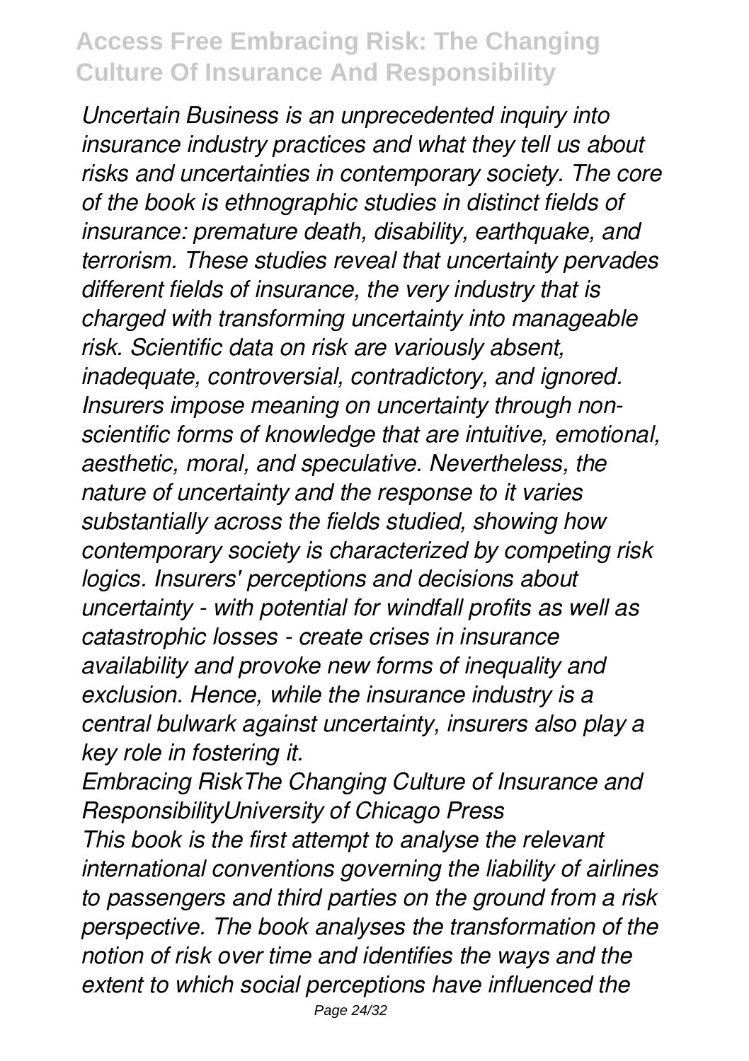*Uncertain Business is an unprecedented inquiry into insurance industry practices and what they tell us about risks and uncertainties in contemporary society. The core of the book is ethnographic studies in distinct fields of insurance: premature death, disability, earthquake, and terrorism. These studies reveal that uncertainty pervades different fields of insurance, the very industry that is charged with transforming uncertainty into manageable risk. Scientific data on risk are variously absent, inadequate, controversial, contradictory, and ignored. Insurers impose meaning on uncertainty through non-scientific forms of knowledge that are intuitive, emotional, aesthetic, moral, and speculative. Nevertheless, the nature of uncertainty and the response to it varies substantially across the fields studied, showing how contemporary society is characterized by competing risk logics. Insurers' perceptions and decisions about uncertainty - with potential for windfall profits as well as catastrophic losses - create crises in insurance availability and provoke new forms of inequality and exclusion. Hence, while the insurance industry is a central bulwark against uncertainty, insurers also play a key role in fostering it.*

*Embracing RiskThe Changing Culture of Insurance and ResponsibilityUniversity of Chicago Press*

*This book is the first attempt to analyse the relevant international conventions governing the liability of airlines to passengers and third parties on the ground from a risk perspective. The book analyses the transformation of the notion of risk over time and identifies the ways and the extent to which social perceptions have influenced the*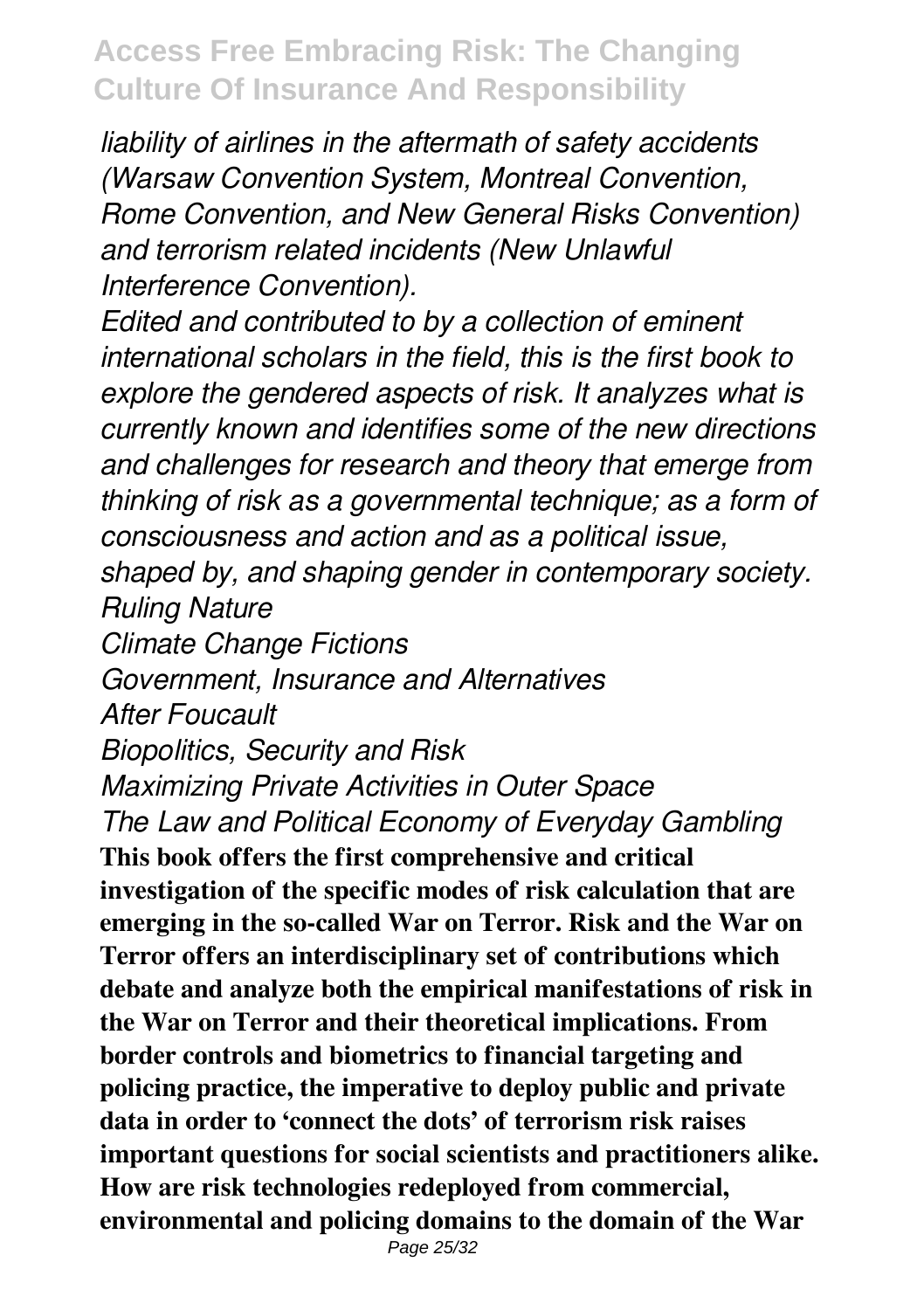*liability of airlines in the aftermath of safety accidents (Warsaw Convention System, Montreal Convention, Rome Convention, and New General Risks Convention) and terrorism related incidents (New Unlawful Interference Convention).*

*Edited and contributed to by a collection of eminent international scholars in the field, this is the first book to explore the gendered aspects of risk. It analyzes what is currently known and identifies some of the new directions and challenges for research and theory that emerge from thinking of risk as a governmental technique; as a form of consciousness and action and as a political issue, shaped by, and shaping gender in contemporary society.*

*Ruling Nature*

*Climate Change Fictions*

*Government, Insurance and Alternatives*

*After Foucault*

*Biopolitics, Security and Risk*

*Maximizing Private Activities in Outer Space*

*The Law and Political Economy of Everyday Gambling*

**This book offers the first comprehensive and critical investigation of the specific modes of risk calculation that are emerging in the so-called War on Terror. Risk and the War on Terror offers an interdisciplinary set of contributions which debate and analyze both the empirical manifestations of risk in the War on Terror and their theoretical implications. From border controls and biometrics to financial targeting and policing practice, the imperative to deploy public and private data in order to 'connect the dots' of terrorism risk raises important questions for social scientists and practitioners alike. How are risk technologies redeployed from commercial, environmental and policing domains to the domain of the War**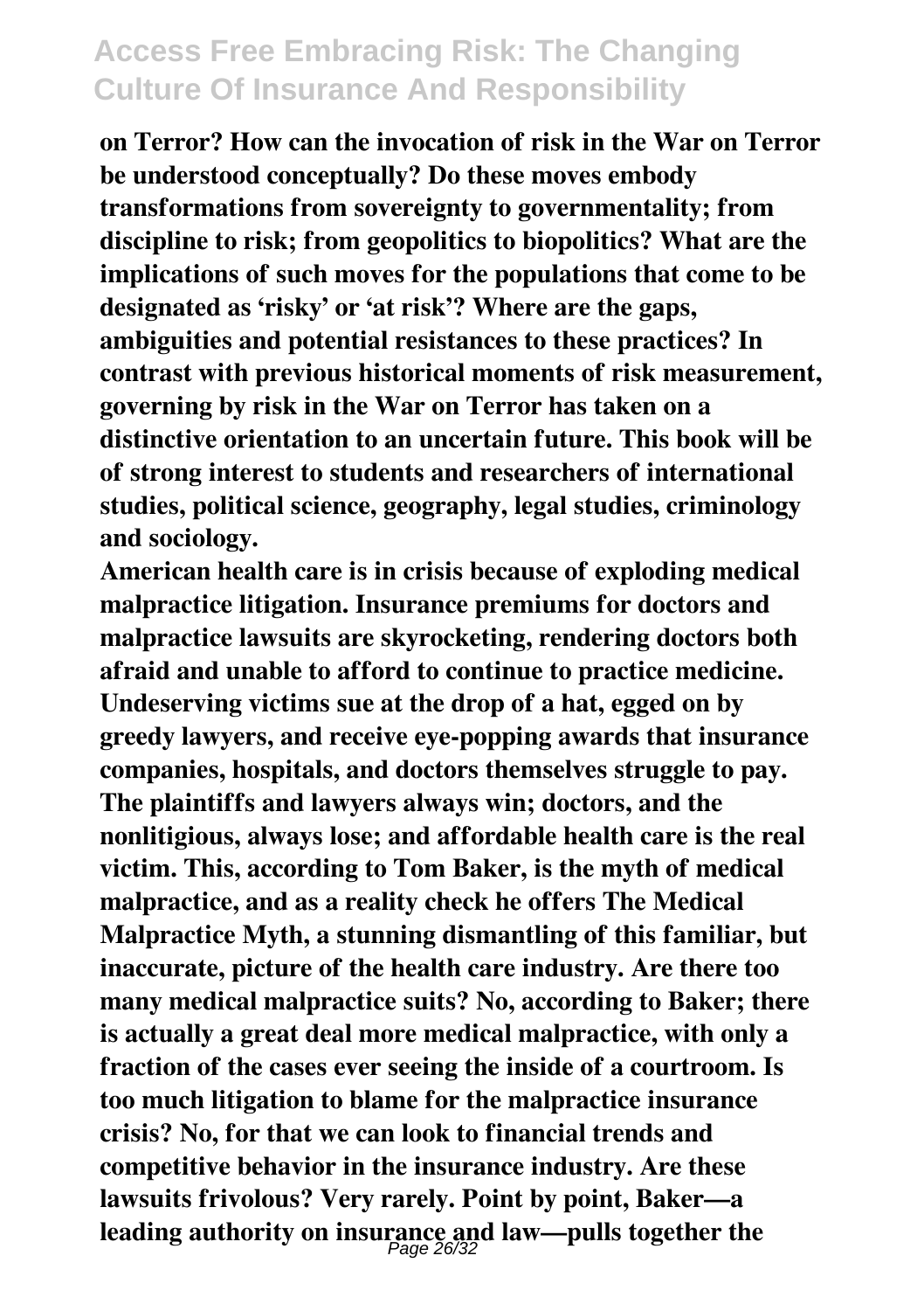on Terror? How can the invocation of risk in the War on Terror be understood conceptually? Do these moves embody transformations from sovereignty to governmentality; from discipline to risk; from geopolitics to biopolitics? What are the implications of such moves for the populations that come to be designated as 'risky' or 'at risk'? Where are the gaps, ambiguities and potential resistances to these practices? In contrast with previous historical moments of risk measurement, governing by risk in the War on Terror has taken on a distinctive orientation to an uncertain future. This book will be of strong interest to students and researchers of international studies, political science, geography, legal studies, criminology and sociology.

American health care is in crisis because of exploding medical malpractice litigation. Insurance premiums for doctors and malpractice lawsuits are skyrocketing, rendering doctors both afraid and unable to afford to continue to practice medicine. Undeserving victims sue at the drop of a hat, egged on by greedy lawyers, and receive eye-popping awards that insurance companies, hospitals, and doctors themselves struggle to pay. The plaintiffs and lawyers always win; doctors, and the nonlitigious, always lose; and affordable health care is the real victim. This, according to Tom Baker, is the myth of medical malpractice, and as a reality check he offers The Medical Malpractice Myth, a stunning dismantling of this familiar, but inaccurate, picture of the health care industry. Are there too many medical malpractice suits? No, according to Baker; there is actually a great deal more medical malpractice, with only a fraction of the cases ever seeing the inside of a courtroom. Is too much litigation to blame for the malpractice insurance crisis? No, for that we can look to financial trends and competitive behavior in the insurance industry. Are these lawsuits frivolous? Very rarely. Point by point, Baker—a leading authority on insurance and law—pulls together the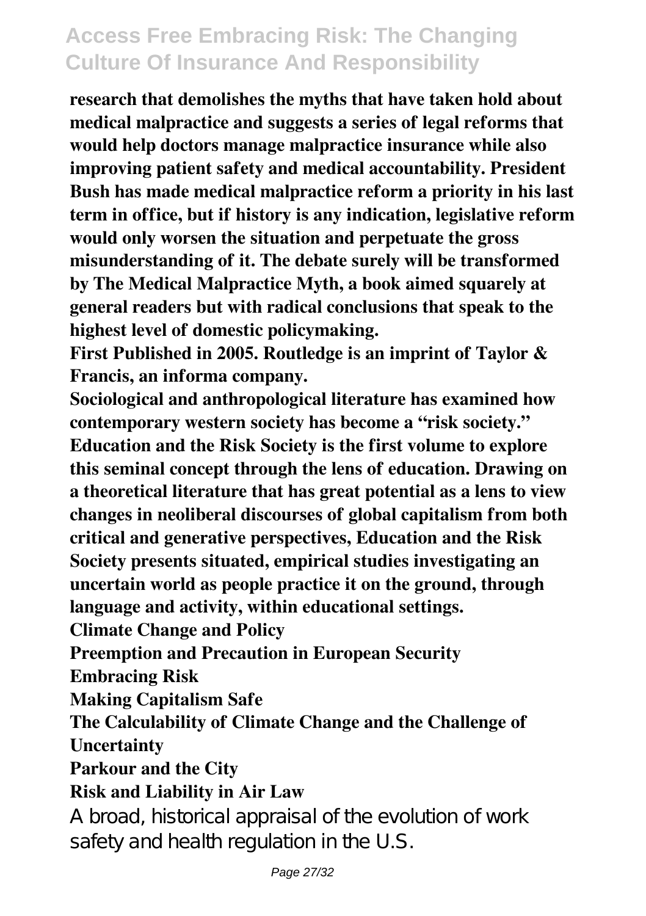**research that demolishes the myths that have taken hold about medical malpractice and suggests a series of legal reforms that would help doctors manage malpractice insurance while also improving patient safety and medical accountability. President Bush has made medical malpractice reform a priority in his last term in office, but if history is any indication, legislative reform would only worsen the situation and perpetuate the gross misunderstanding of it. The debate surely will be transformed by The Medical Malpractice Myth, a book aimed squarely at general readers but with radical conclusions that speak to the highest level of domestic policymaking.**

**First Published in 2005. Routledge is an imprint of Taylor & Francis, an informa company.**

**Sociological and anthropological literature has examined how contemporary western society has become a "risk society." Education and the Risk Society is the first volume to explore this seminal concept through the lens of education. Drawing on a theoretical literature that has great potential as a lens to view changes in neoliberal discourses of global capitalism from both critical and generative perspectives, Education and the Risk Society presents situated, empirical studies investigating an uncertain world as people practice it on the ground, through language and activity, within educational settings.**

**Climate Change and Policy**

**Preemption and Precaution in European Security**

**Embracing Risk**

**Making Capitalism Safe**

**The Calculability of Climate Change and the Challenge of Uncertainty**

**Parkour and the City**

**Risk and Liability in Air Law**

A broad, historical appraisal of the evolution of work safety and health regulation in the U.S.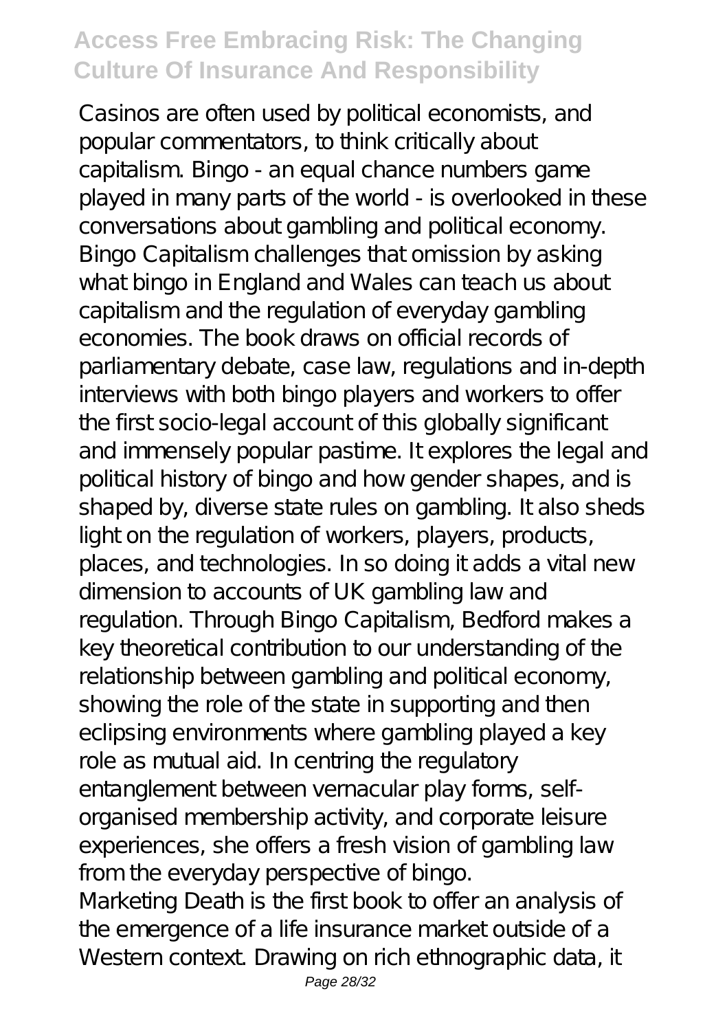Casinos are often used by political economists, and popular commentators, to think critically about capitalism. Bingo - an equal chance numbers game played in many parts of the world - is overlooked in these conversations about gambling and political economy. Bingo Capitalism challenges that omission by asking what bingo in England and Wales can teach us about capitalism and the regulation of everyday gambling economies. The book draws on official records of parliamentary debate, case law, regulations and in-depth interviews with both bingo players and workers to offer the first socio-legal account of this globally significant and immensely popular pastime. It explores the legal and political history of bingo and how gender shapes, and is shaped by, diverse state rules on gambling. It also sheds light on the regulation of workers, players, products, places, and technologies. In so doing it adds a vital new dimension to accounts of UK gambling law and regulation. Through Bingo Capitalism, Bedford makes a key theoretical contribution to our understanding of the relationship between gambling and political economy, showing the role of the state in supporting and then eclipsing environments where gambling played a key role as mutual aid. In centring the regulatory entanglement between vernacular play forms, self-organised membership activity, and corporate leisure experiences, she offers a fresh vision of gambling law from the everyday perspective of bingo.

Marketing Death is the first book to offer an analysis of the emergence of a life insurance market outside of a Western context. Drawing on rich ethnographic data, it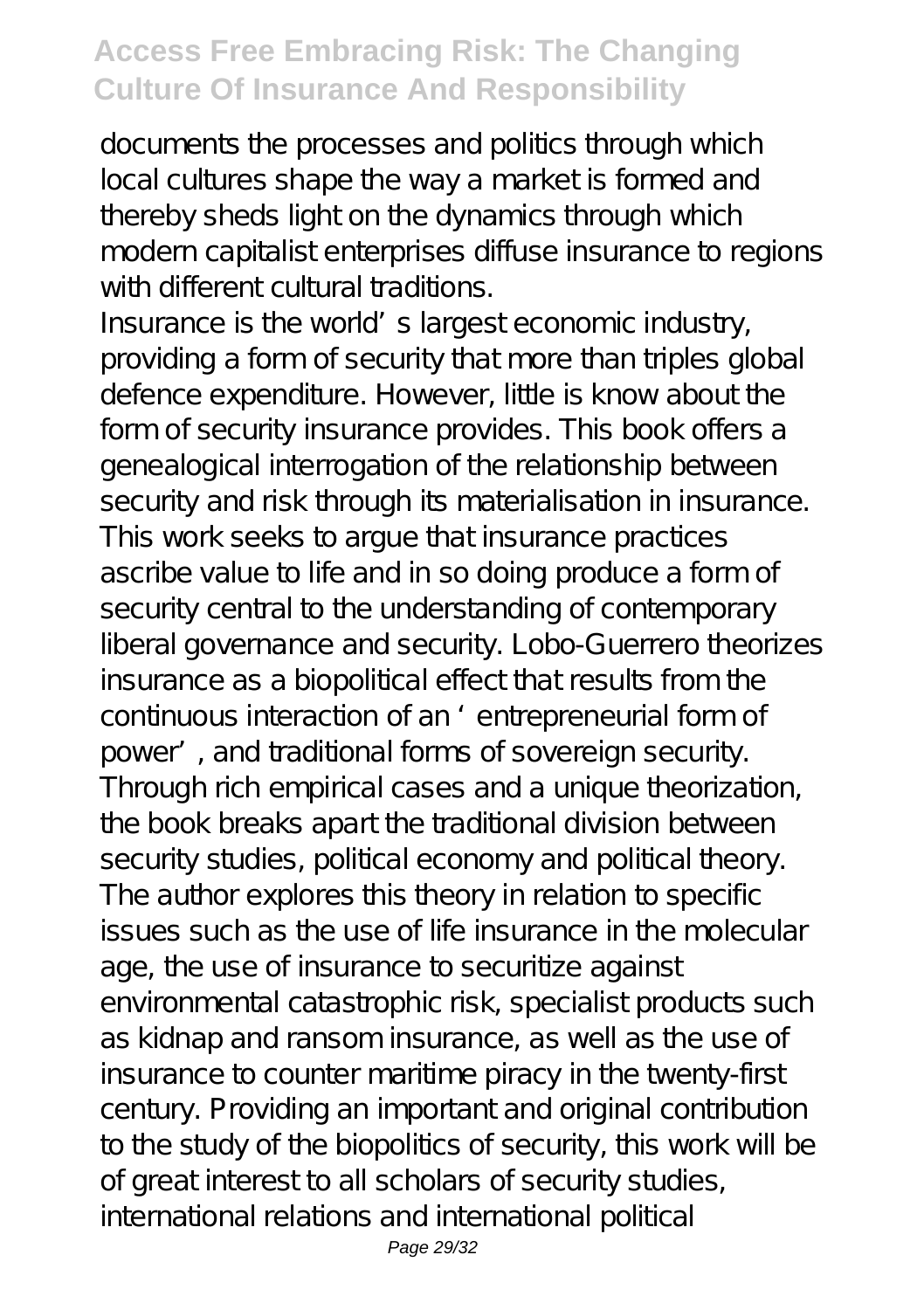documents the processes and politics through which local cultures shape the way a market is formed and thereby sheds light on the dynamics through which modern capitalist enterprises diffuse insurance to regions with different cultural traditions.

Insurance is the world's largest economic industry, providing a form of security that more than triples global defence expenditure. However, little is know about the form of security insurance provides. This book offers a genealogical interrogation of the relationship between security and risk through its materialisation in insurance. This work seeks to argue that insurance practices ascribe value to life and in so doing produce a form of security central to the understanding of contemporary liberal governance and security. Lobo-Guerrero theorizes insurance as a biopolitical effect that results from the continuous interaction of an 'entrepreneurial form of power', and traditional forms of sovereign security. Through rich empirical cases and a unique theorization, the book breaks apart the traditional division between security studies, political economy and political theory. The author explores this theory in relation to specific issues such as the use of life insurance in the molecular age, the use of insurance to securitize against environmental catastrophic risk, specialist products such as kidnap and ransom insurance, as well as the use of insurance to counter maritime piracy in the twenty-first century. Providing an important and original contribution to the study of the biopolitics of security, this work will be of great interest to all scholars of security studies, international relations and international political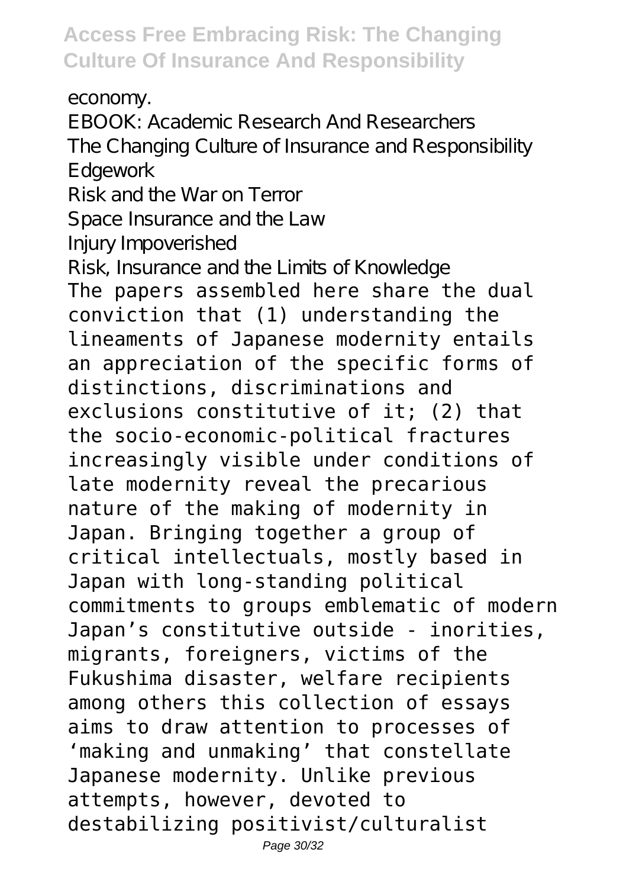economy.

EBOOK: Academic Research And Researchers

The Changing Culture of Insurance and Responsibility

Edgework

Risk and the War on Terror

Space Insurance and the Law

Injury Impoverished

Risk, Insurance and the Limits of Knowledge

The papers assembled here share the dual conviction that (1) understanding the lineaments of Japanese modernity entails an appreciation of the specific forms of distinctions, discriminations and exclusions constitutive of it; (2) that the socio-economic-political fractures increasingly visible under conditions of late modernity reveal the precarious nature of the making of modernity in Japan. Bringing together a group of critical intellectuals, mostly based in Japan with long-standing political commitments to groups emblematic of modern Japan's constitutive outside - inorities, migrants, foreigners, victims of the Fukushima disaster, welfare recipients among others this collection of essays aims to draw attention to processes of 'making and unmaking' that constellate Japanese modernity. Unlike previous attempts, however, devoted to destabilizing positivist/culturalist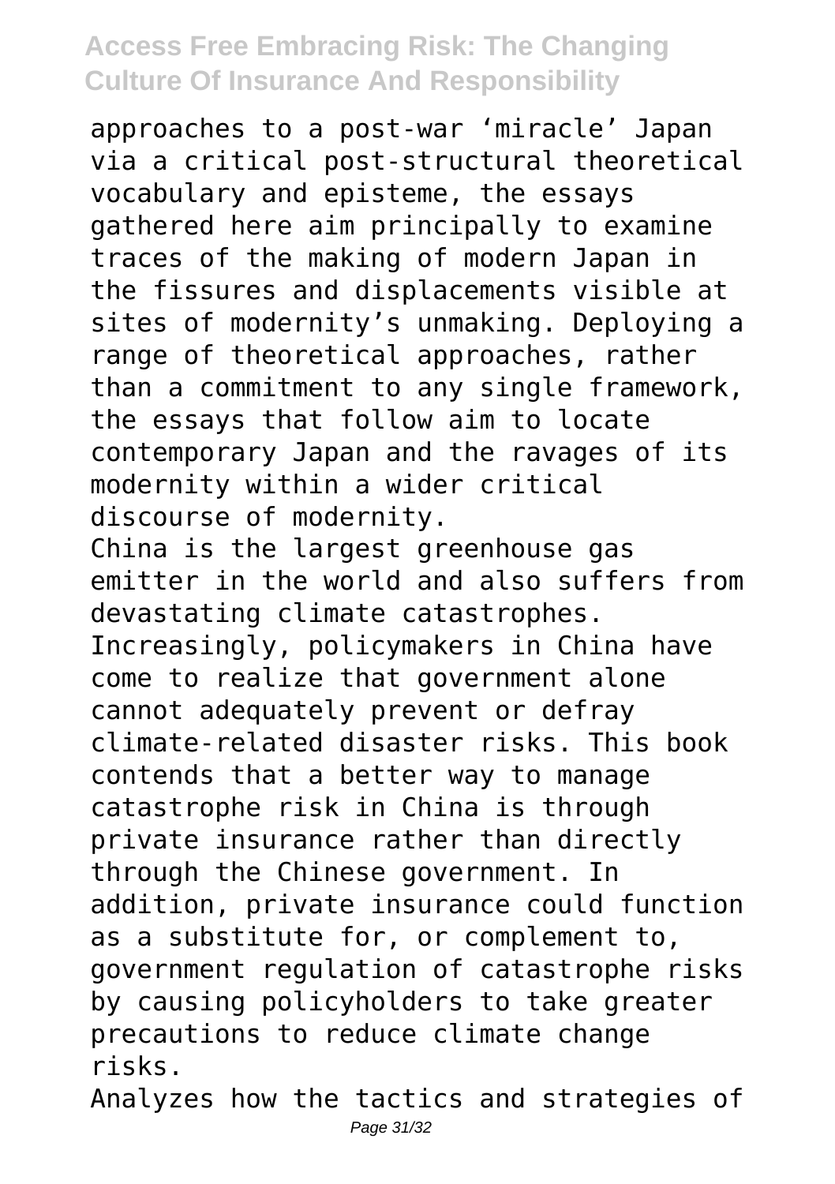approaches to a post-war 'miracle' Japan via a critical post-structural theoretical vocabulary and episteme, the essays gathered here aim principally to examine traces of the making of modern Japan in the fissures and displacements visible at sites of modernity's unmaking. Deploying a range of theoretical approaches, rather than a commitment to any single framework, the essays that follow aim to locate contemporary Japan and the ravages of its modernity within a wider critical discourse of modernity.

China is the largest greenhouse gas emitter in the world and also suffers from devastating climate catastrophes. Increasingly, policymakers in China have come to realize that government alone cannot adequately prevent or defray climate-related disaster risks. This book contends that a better way to manage catastrophe risk in China is through private insurance rather than directly through the Chinese government. In addition, private insurance could function as a substitute for, or complement to, government regulation of catastrophe risks by causing policyholders to take greater precautions to reduce climate change risks.

Analyzes how the tactics and strategies of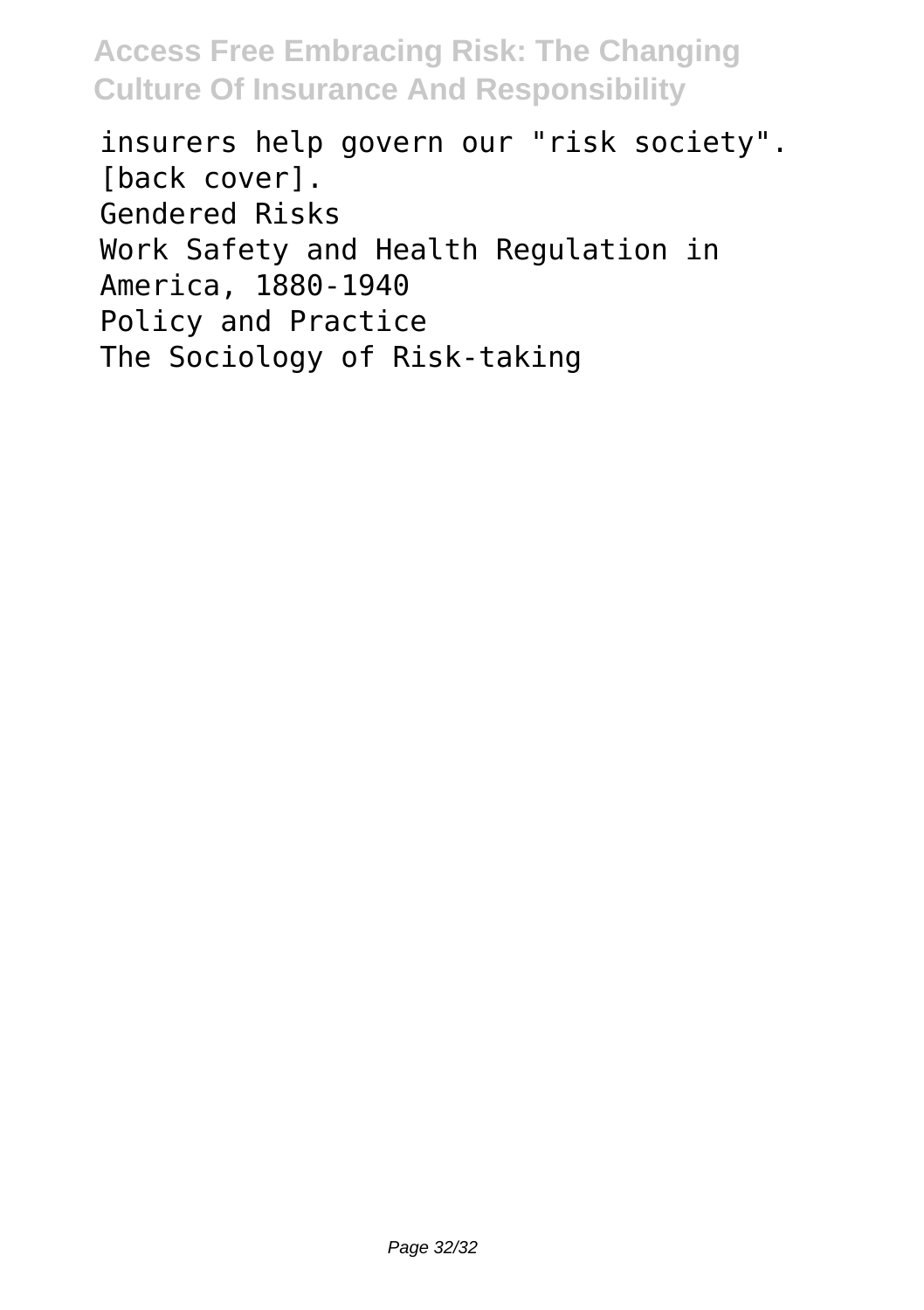insurers help govern our "risk society".
[back cover].
Gendered Risks
Work Safety and Health Regulation in
America, 1880-1940
Policy and Practice
The Sociology of Risk-taking